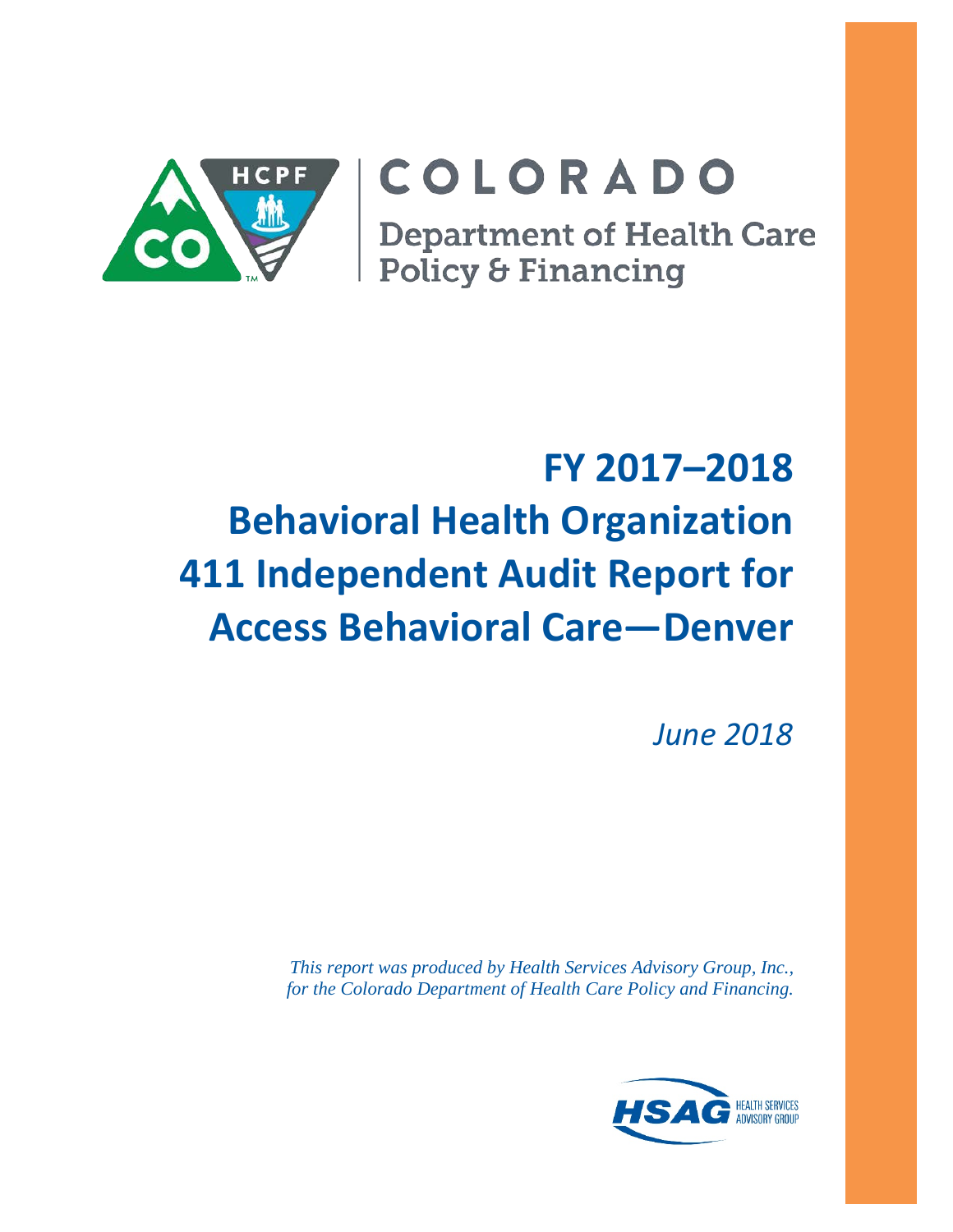COLORADO

Department of Health Care Policy & Financing

# FY 2017–2018 Behavioral Health Organization 411 Independent Audit Report for Access Behavioral Care—Denver

*June 2018*

*This report was produced by Health Services Advisory Group, Inc., for the Colorado Department of Health Care Policy and Financing.*

HSAG HEALTH SERVICES ADVISORY GROUP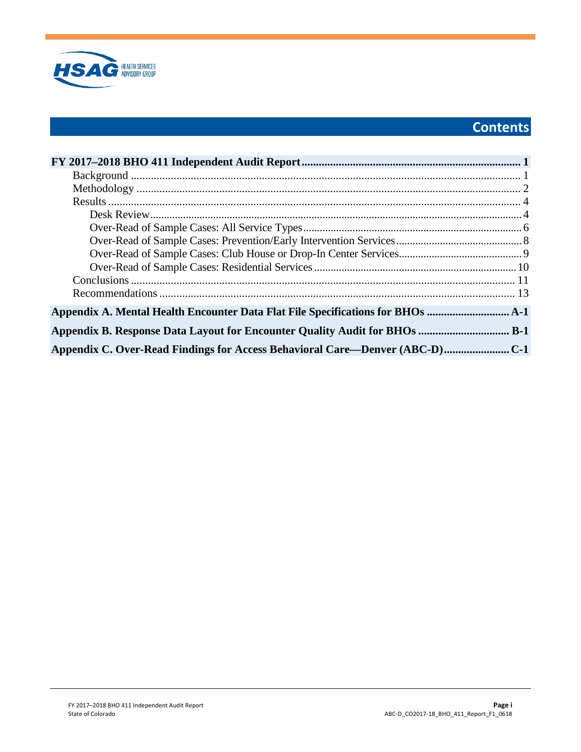# Contents

**FY 2017–2018 BHO 411 Independent Audit Report** ........ **1**
- Background ........ 1
- Methodology ........ 2
- Results ........ 4
  - Desk Review ........ 4
  - Over-Read of Sample Cases: All Service Types ........ 6
  - Over-Read of Sample Cases: Prevention/Early Intervention Services ........ 8
  - Over-Read of Sample Cases: Club House or Drop-In Center Services ........ 9
  - Over-Read of Sample Cases: Residential Services ........ 10
- Conclusions ........ 11
- Recommendations ........ 13

**Appendix A. Mental Health Encounter Data Flat File Specifications for BHOs** ........ **A-1**

**Appendix B. Response Data Layout for Encounter Quality Audit for BHOs** ........ **B-1**

**Appendix C. Over-Read Findings for Access Behavioral Care—Denver (ABC-D)** ........ **C-1**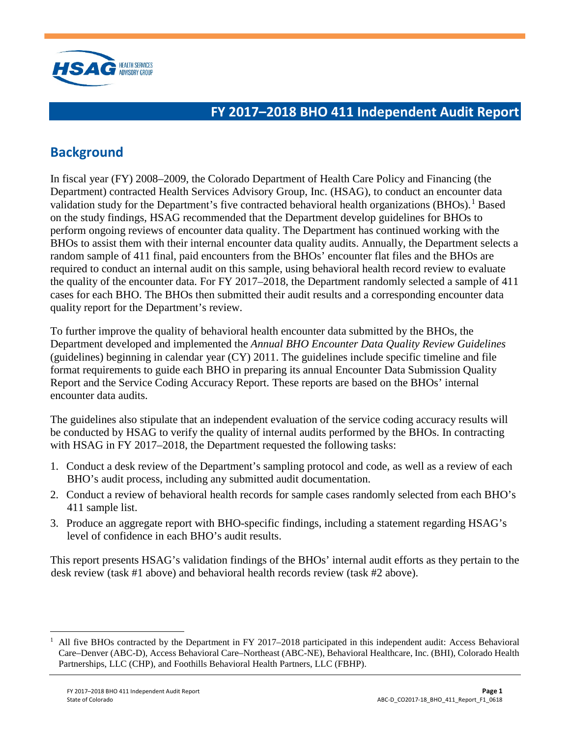# FY 2017–2018 BHO 411 Independent Audit Report

## Background

In fiscal year (FY) 2008–2009, the Colorado Department of Health Care Policy and Financing (the Department) contracted Health Services Advisory Group, Inc. (HSAG), to conduct an encounter data validation study for the Department's five contracted behavioral health organizations (BHOs).[1] Based on the study findings, HSAG recommended that the Department develop guidelines for BHOs to perform ongoing reviews of encounter data quality. The Department has continued working with the BHOs to assist them with their internal encounter data quality audits. Annually, the Department selects a random sample of 411 final, paid encounters from the BHOs' encounter flat files and the BHOs are required to conduct an internal audit on this sample, using behavioral health record review to evaluate the quality of the encounter data. For FY 2017–2018, the Department randomly selected a sample of 411 cases for each BHO. The BHOs then submitted their audit results and a corresponding encounter data quality report for the Department's review.

To further improve the quality of behavioral health encounter data submitted by the BHOs, the Department developed and implemented the *Annual BHO Encounter Data Quality Review Guidelines* (guidelines) beginning in calendar year (CY) 2011. The guidelines include specific timeline and file format requirements to guide each BHO in preparing its annual Encounter Data Submission Quality Report and the Service Coding Accuracy Report. These reports are based on the BHOs' internal encounter data audits.

The guidelines also stipulate that an independent evaluation of the service coding accuracy results will be conducted by HSAG to verify the quality of internal audits performed by the BHOs. In contracting with HSAG in FY 2017–2018, the Department requested the following tasks:

1. Conduct a desk review of the Department's sampling protocol and code, as well as a review of each BHO's audit process, including any submitted audit documentation.
2. Conduct a review of behavioral health records for sample cases randomly selected from each BHO's 411 sample list.
3. Produce an aggregate report with BHO-specific findings, including a statement regarding HSAG's level of confidence in each BHO's audit results.

This report presents HSAG's validation findings of the BHOs' internal audit efforts as they pertain to the desk review (task #1 above) and behavioral health records review (task #2 above).

[1] All five BHOs contracted by the Department in FY 2017–2018 participated in this independent audit: Access Behavioral Care–Denver (ABC-D), Access Behavioral Care–Northeast (ABC-NE), Behavioral Healthcare, Inc. (BHI), Colorado Health Partnerships, LLC (CHP), and Foothills Behavioral Health Partners, LLC (FBHP).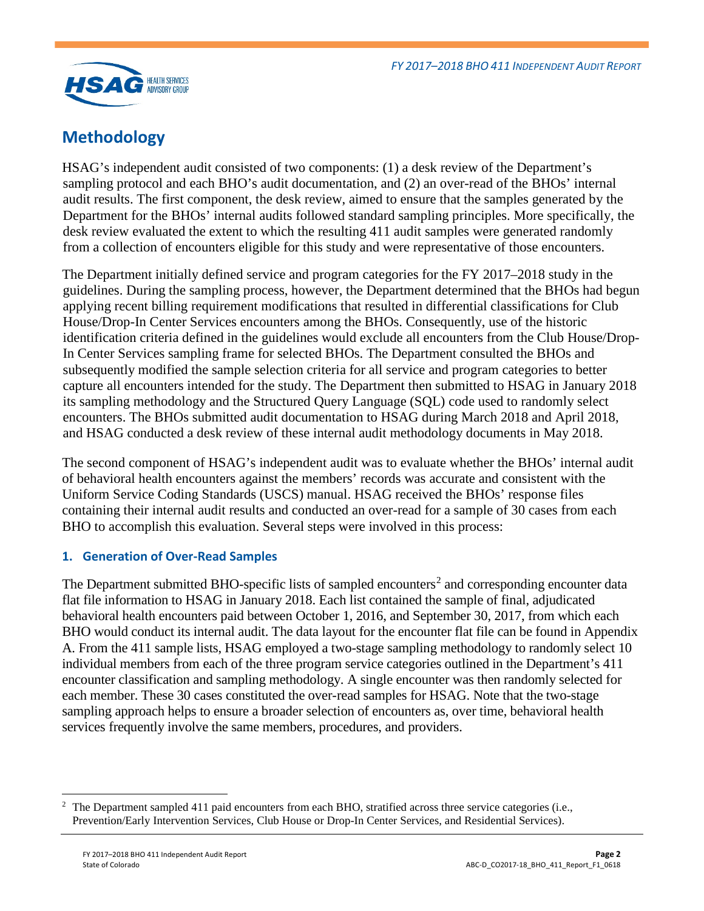## Methodology

HSAG's independent audit consisted of two components: (1) a desk review of the Department's sampling protocol and each BHO's audit documentation, and (2) an over-read of the BHOs' internal audit results. The first component, the desk review, aimed to ensure that the samples generated by the Department for the BHOs' internal audits followed standard sampling principles. More specifically, the desk review evaluated the extent to which the resulting 411 audit samples were generated randomly from a collection of encounters eligible for this study and were representative of those encounters.

The Department initially defined service and program categories for the FY 2017–2018 study in the guidelines. During the sampling process, however, the Department determined that the BHOs had begun applying recent billing requirement modifications that resulted in differential classifications for Club House/Drop-In Center Services encounters among the BHOs. Consequently, use of the historic identification criteria defined in the guidelines would exclude all encounters from the Club House/Drop-In Center Services sampling frame for selected BHOs. The Department consulted the BHOs and subsequently modified the sample selection criteria for all service and program categories to better capture all encounters intended for the study. The Department then submitted to HSAG in January 2018 its sampling methodology and the Structured Query Language (SQL) code used to randomly select encounters. The BHOs submitted audit documentation to HSAG during March 2018 and April 2018, and HSAG conducted a desk review of these internal audit methodology documents in May 2018.

The second component of HSAG's independent audit was to evaluate whether the BHOs' internal audit of behavioral health encounters against the members' records was accurate and consistent with the Uniform Service Coding Standards (USCS) manual. HSAG received the BHOs' response files containing their internal audit results and conducted an over-read for a sample of 30 cases from each BHO to accomplish this evaluation. Several steps were involved in this process:

### 1. Generation of Over-Read Samples

The Department submitted BHO-specific lists of sampled encounters[2] and corresponding encounter data flat file information to HSAG in January 2018. Each list contained the sample of final, adjudicated behavioral health encounters paid between October 1, 2016, and September 30, 2017, from which each BHO would conduct its internal audit. The data layout for the encounter flat file can be found in Appendix A. From the 411 sample lists, HSAG employed a two-stage sampling methodology to randomly select 10 individual members from each of the three program service categories outlined in the Department's 411 encounter classification and sampling methodology. A single encounter was then randomly selected for each member. These 30 cases constituted the over-read samples for HSAG. Note that the two-stage sampling approach helps to ensure a broader selection of encounters as, over time, behavioral health services frequently involve the same members, procedures, and providers.

[2] The Department sampled 411 paid encounters from each BHO, stratified across three service categories (i.e., Prevention/Early Intervention Services, Club House or Drop-In Center Services, and Residential Services).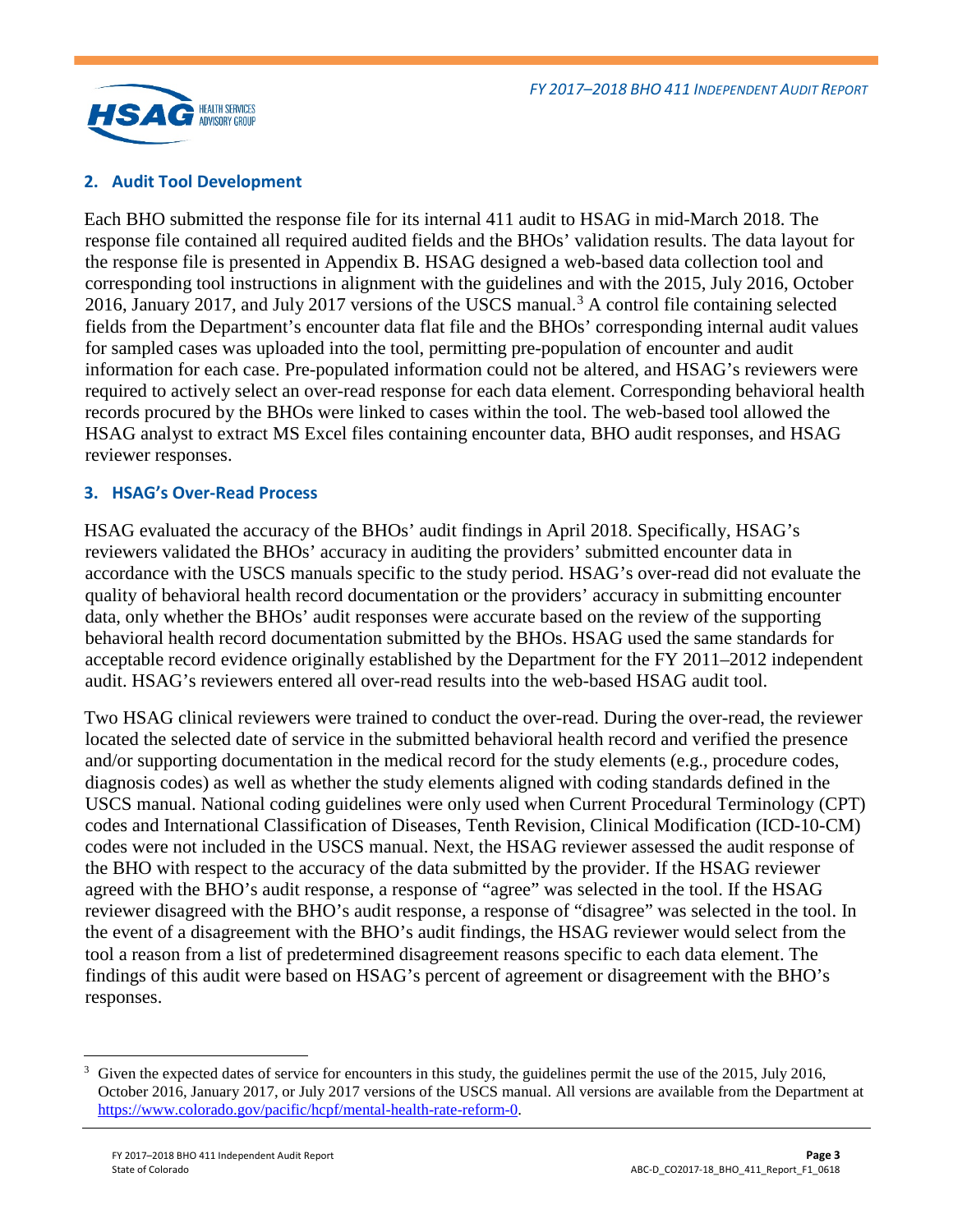## 2. Audit Tool Development

Each BHO submitted the response file for its internal 411 audit to HSAG in mid-March 2018. The response file contained all required audited fields and the BHOs' validation results. The data layout for the response file is presented in Appendix B. HSAG designed a web-based data collection tool and corresponding tool instructions in alignment with the guidelines and with the 2015, July 2016, October 2016, January 2017, and July 2017 versions of the USCS manual.[3] A control file containing selected fields from the Department's encounter data flat file and the BHOs' corresponding internal audit values for sampled cases was uploaded into the tool, permitting pre-population of encounter and audit information for each case. Pre-populated information could not be altered, and HSAG's reviewers were required to actively select an over-read response for each data element. Corresponding behavioral health records procured by the BHOs were linked to cases within the tool. The web-based tool allowed the HSAG analyst to extract MS Excel files containing encounter data, BHO audit responses, and HSAG reviewer responses.

## 3. HSAG's Over-Read Process

HSAG evaluated the accuracy of the BHOs' audit findings in April 2018. Specifically, HSAG's reviewers validated the BHOs' accuracy in auditing the providers' submitted encounter data in accordance with the USCS manuals specific to the study period. HSAG's over-read did not evaluate the quality of behavioral health record documentation or the providers' accuracy in submitting encounter data, only whether the BHOs' audit responses were accurate based on the review of the supporting behavioral health record documentation submitted by the BHOs. HSAG used the same standards for acceptable record evidence originally established by the Department for the FY 2011–2012 independent audit. HSAG's reviewers entered all over-read results into the web-based HSAG audit tool.

Two HSAG clinical reviewers were trained to conduct the over-read. During the over-read, the reviewer located the selected date of service in the submitted behavioral health record and verified the presence and/or supporting documentation in the medical record for the study elements (e.g., procedure codes, diagnosis codes) as well as whether the study elements aligned with coding standards defined in the USCS manual. National coding guidelines were only used when Current Procedural Terminology (CPT) codes and International Classification of Diseases, Tenth Revision, Clinical Modification (ICD-10-CM) codes were not included in the USCS manual. Next, the HSAG reviewer assessed the audit response of the BHO with respect to the accuracy of the data submitted by the provider. If the HSAG reviewer agreed with the BHO's audit response, a response of "agree" was selected in the tool. If the HSAG reviewer disagreed with the BHO's audit response, a response of "disagree" was selected in the tool. In the event of a disagreement with the BHO's audit findings, the HSAG reviewer would select from the tool a reason from a list of predetermined disagreement reasons specific to each data element. The findings of this audit were based on HSAG's percent of agreement or disagreement with the BHO's responses.

---

[3] Given the expected dates of service for encounters in this study, the guidelines permit the use of the 2015, July 2016, October 2016, January 2017, or July 2017 versions of the USCS manual. All versions are available from the Department at https://www.colorado.gov/pacific/hcpf/mental-health-rate-reform-0.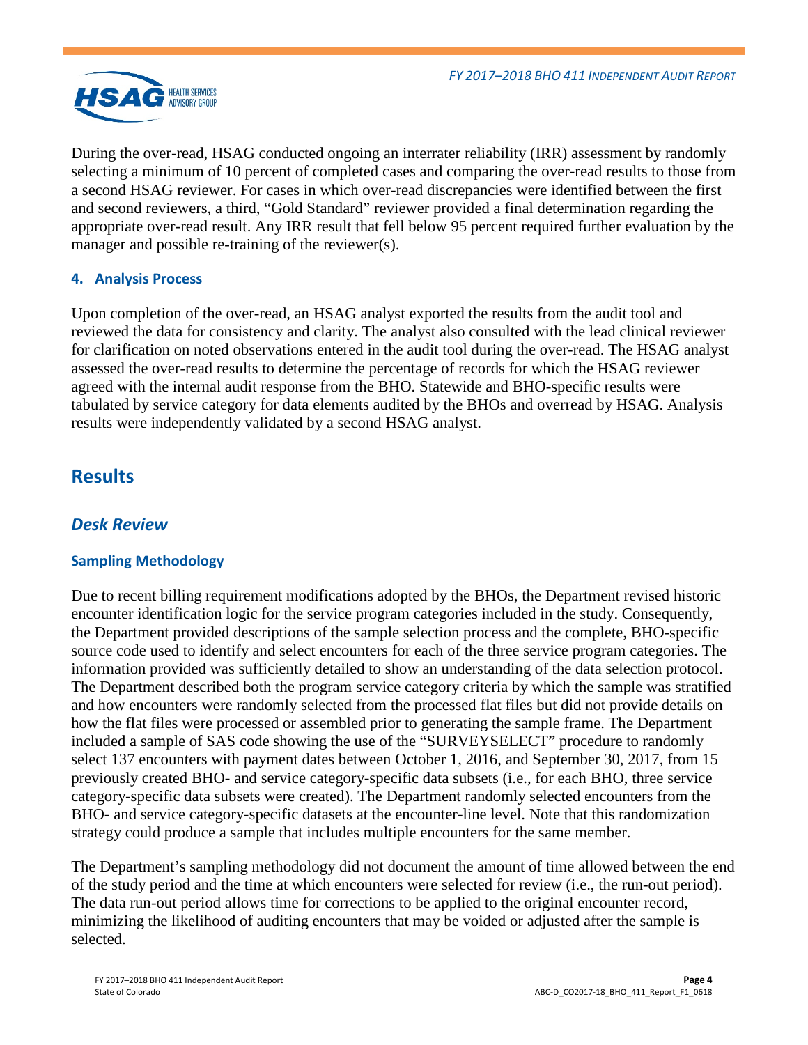During the over-read, HSAG conducted ongoing an interrater reliability (IRR) assessment by randomly selecting a minimum of 10 percent of completed cases and comparing the over-read results to those from a second HSAG reviewer. For cases in which over-read discrepancies were identified between the first and second reviewers, a third, "Gold Standard" reviewer provided a final determination regarding the appropriate over-read result. Any IRR result that fell below 95 percent required further evaluation by the manager and possible re-training of the reviewer(s).

#### 4. Analysis Process

Upon completion of the over-read, an HSAG analyst exported the results from the audit tool and reviewed the data for consistency and clarity. The analyst also consulted with the lead clinical reviewer for clarification on noted observations entered in the audit tool during the over-read. The HSAG analyst assessed the over-read results to determine the percentage of records for which the HSAG reviewer agreed with the internal audit response from the BHO. Statewide and BHO-specific results were tabulated by service category for data elements audited by the BHOs and overread by HSAG. Analysis results were independently validated by a second HSAG analyst.

# Results

## *Desk Review*

### Sampling Methodology

Due to recent billing requirement modifications adopted by the BHOs, the Department revised historic encounter identification logic for the service program categories included in the study. Consequently, the Department provided descriptions of the sample selection process and the complete, BHO-specific source code used to identify and select encounters for each of the three service program categories. The information provided was sufficiently detailed to show an understanding of the data selection protocol. The Department described both the program service category criteria by which the sample was stratified and how encounters were randomly selected from the processed flat files but did not provide details on how the flat files were processed or assembled prior to generating the sample frame. The Department included a sample of SAS code showing the use of the "SURVEYSELECT" procedure to randomly select 137 encounters with payment dates between October 1, 2016, and September 30, 2017, from 15 previously created BHO- and service category-specific data subsets (i.e., for each BHO, three service category-specific data subsets were created). The Department randomly selected encounters from the BHO- and service category-specific datasets at the encounter-line level. Note that this randomization strategy could produce a sample that includes multiple encounters for the same member.

The Department's sampling methodology did not document the amount of time allowed between the end of the study period and the time at which encounters were selected for review (i.e., the run-out period). The data run-out period allows time for corrections to be applied to the original encounter record, minimizing the likelihood of auditing encounters that may be voided or adjusted after the sample is selected.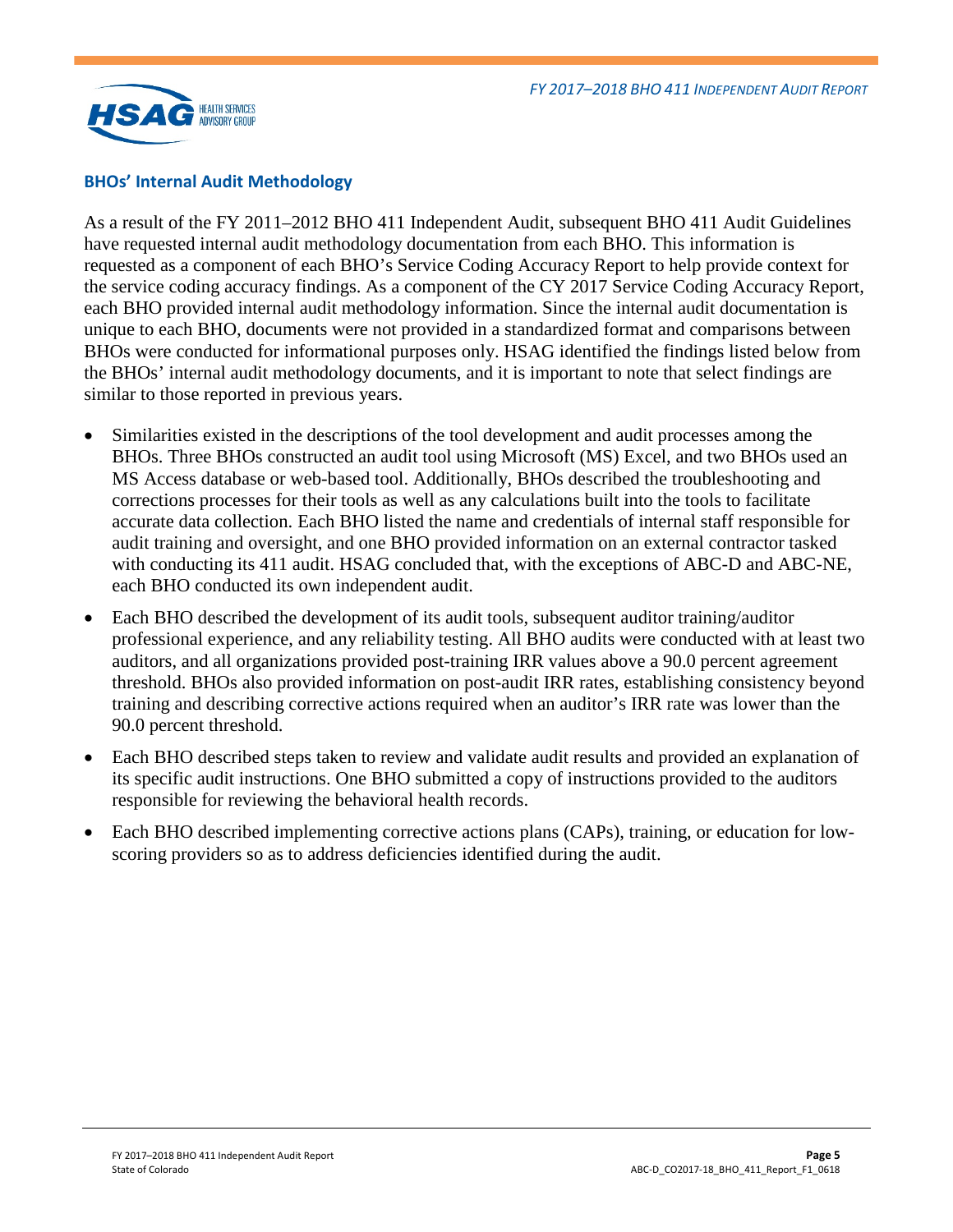## BHOs' Internal Audit Methodology

As a result of the FY 2011–2012 BHO 411 Independent Audit, subsequent BHO 411 Audit Guidelines have requested internal audit methodology documentation from each BHO. This information is requested as a component of each BHO's Service Coding Accuracy Report to help provide context for the service coding accuracy findings. As a component of the CY 2017 Service Coding Accuracy Report, each BHO provided internal audit methodology information. Since the internal audit documentation is unique to each BHO, documents were not provided in a standardized format and comparisons between BHOs were conducted for informational purposes only. HSAG identified the findings listed below from the BHOs' internal audit methodology documents, and it is important to note that select findings are similar to those reported in previous years.

- Similarities existed in the descriptions of the tool development and audit processes among the BHOs. Three BHOs constructed an audit tool using Microsoft (MS) Excel, and two BHOs used an MS Access database or web-based tool. Additionally, BHOs described the troubleshooting and corrections processes for their tools as well as any calculations built into the tools to facilitate accurate data collection. Each BHO listed the name and credentials of internal staff responsible for audit training and oversight, and one BHO provided information on an external contractor tasked with conducting its 411 audit. HSAG concluded that, with the exceptions of ABC-D and ABC-NE, each BHO conducted its own independent audit.
- Each BHO described the development of its audit tools, subsequent auditor training/auditor professional experience, and any reliability testing. All BHO audits were conducted with at least two auditors, and all organizations provided post-training IRR values above a 90.0 percent agreement threshold. BHOs also provided information on post-audit IRR rates, establishing consistency beyond training and describing corrective actions required when an auditor's IRR rate was lower than the 90.0 percent threshold.
- Each BHO described steps taken to review and validate audit results and provided an explanation of its specific audit instructions. One BHO submitted a copy of instructions provided to the auditors responsible for reviewing the behavioral health records.
- Each BHO described implementing corrective actions plans (CAPs), training, or education for low-scoring providers so as to address deficiencies identified during the audit.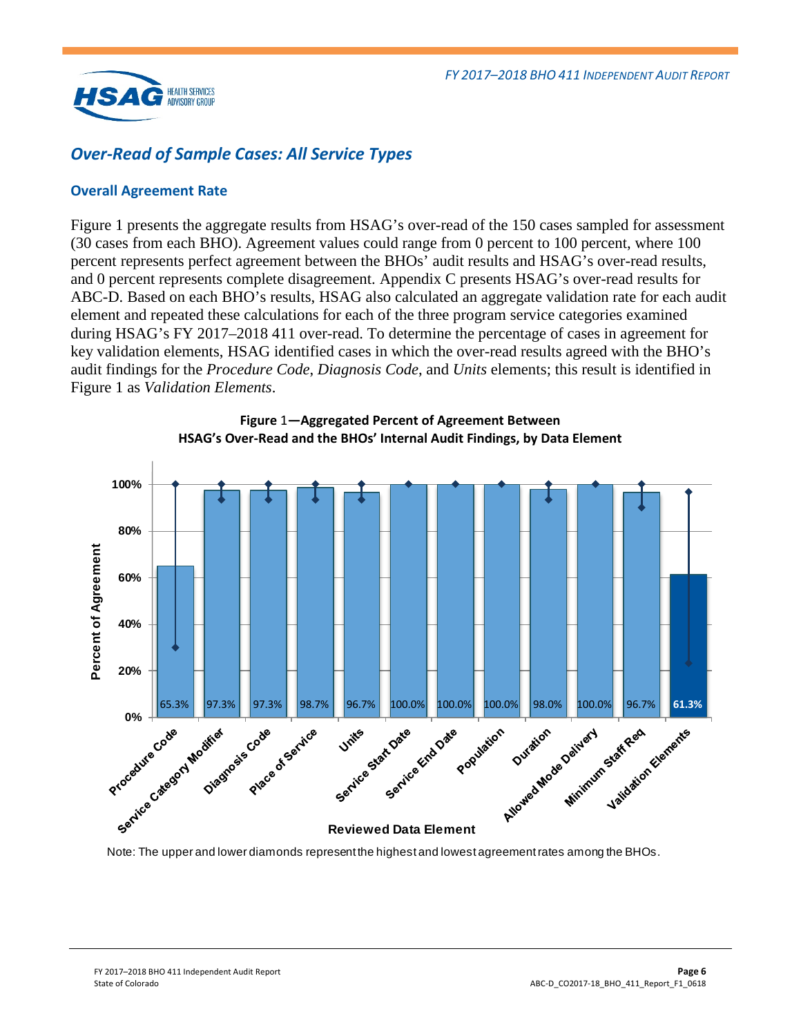## Over-Read of Sample Cases: All Service Types

### Overall Agreement Rate

Figure 1 presents the aggregate results from HSAG's over-read of the 150 cases sampled for assessment (30 cases from each BHO). Agreement values could range from 0 percent to 100 percent, where 100 percent represents perfect agreement between the BHOs' audit results and HSAG's over-read results, and 0 percent represents complete disagreement. Appendix C presents HSAG's over-read results for ABC-D. Based on each BHO's results, HSAG also calculated an aggregate validation rate for each audit element and repeated these calculations for each of the three program service categories examined during HSAG's FY 2017–2018 411 over-read. To determine the percentage of cases in agreement for key validation elements, HSAG identified cases in which the over-read results agreed with the BHO's audit findings for the *Procedure Code*, *Diagnosis Code*, and *Units* elements; this result is identified in Figure 1 as *Validation Elements*.

**Figure 1—Aggregated Percent of Agreement Between HSAG's Over-Read and the BHOs' Internal Audit Findings, by Data Element**

| Reviewed Data Element | Percent of Agreement |
|---|---|
| Procedure Code | 65.3% |
| Service Category Modifier | 97.3% |
| Diagnosis Code | 97.3% |
| Place of Service | 98.7% |
| Units | 96.7% |
| Service Start Date | 100.0% |
| Service End Date | 100.0% |
| Population | 100.0% |
| Duration | 98.0% |
| Allowed Mode Delivery | 100.0% |
| Minimum Staff Req | 96.7% |
| Validation Elements | 61.3% |

Note: The upper and lower diamonds represent the highest and lowest agreement rates among the BHOs.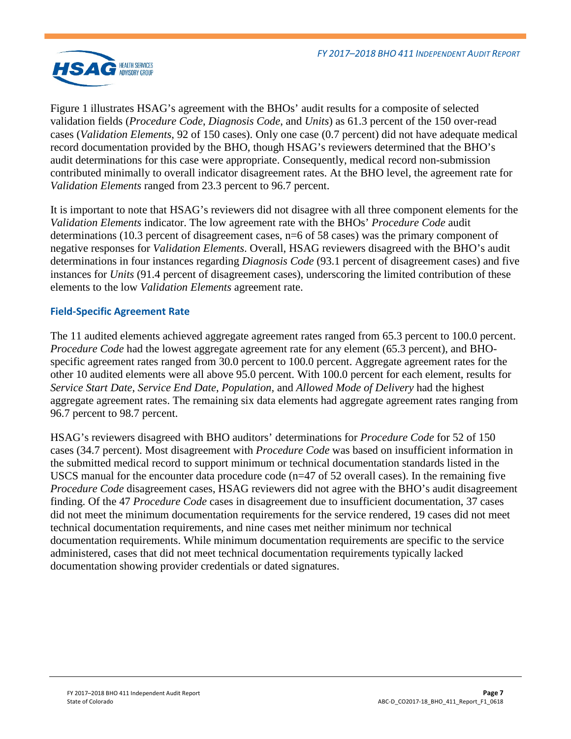Figure 1 illustrates HSAG's agreement with the BHOs' audit results for a composite of selected validation fields (*Procedure Code*, *Diagnosis Code*, and *Units*) as 61.3 percent of the 150 over-read cases (*Validation Elements*, 92 of 150 cases). Only one case (0.7 percent) did not have adequate medical record documentation provided by the BHO, though HSAG's reviewers determined that the BHO's audit determinations for this case were appropriate. Consequently, medical record non-submission contributed minimally to overall indicator disagreement rates. At the BHO level, the agreement rate for *Validation Elements* ranged from 23.3 percent to 96.7 percent.

It is important to note that HSAG's reviewers did not disagree with all three component elements for the *Validation Elements* indicator. The low agreement rate with the BHOs' *Procedure Code* audit determinations (10.3 percent of disagreement cases, n=6 of 58 cases) was the primary component of negative responses for *Validation Elements*. Overall, HSAG reviewers disagreed with the BHO's audit determinations in four instances regarding *Diagnosis Code* (93.1 percent of disagreement cases) and five instances for *Units* (91.4 percent of disagreement cases), underscoring the limited contribution of these elements to the low *Validation Elements* agreement rate.

### Field-Specific Agreement Rate

The 11 audited elements achieved aggregate agreement rates ranged from 65.3 percent to 100.0 percent. *Procedure Code* had the lowest aggregate agreement rate for any element (65.3 percent), and BHO-specific agreement rates ranged from 30.0 percent to 100.0 percent. Aggregate agreement rates for the other 10 audited elements were all above 95.0 percent. With 100.0 percent for each element, results for *Service Start Date*, *Service End Date*, *Population,* and *Allowed Mode of Delivery* had the highest aggregate agreement rates. The remaining six data elements had aggregate agreement rates ranging from 96.7 percent to 98.7 percent.

HSAG's reviewers disagreed with BHO auditors' determinations for *Procedure Code* for 52 of 150 cases (34.7 percent). Most disagreement with *Procedure Code* was based on insufficient information in the submitted medical record to support minimum or technical documentation standards listed in the USCS manual for the encounter data procedure code (n=47 of 52 overall cases). In the remaining five *Procedure Code* disagreement cases, HSAG reviewers did not agree with the BHO's audit disagreement finding. Of the 47 *Procedure Code* cases in disagreement due to insufficient documentation, 37 cases did not meet the minimum documentation requirements for the service rendered, 19 cases did not meet technical documentation requirements, and nine cases met neither minimum nor technical documentation requirements. While minimum documentation requirements are specific to the service administered, cases that did not meet technical documentation requirements typically lacked documentation showing provider credentials or dated signatures.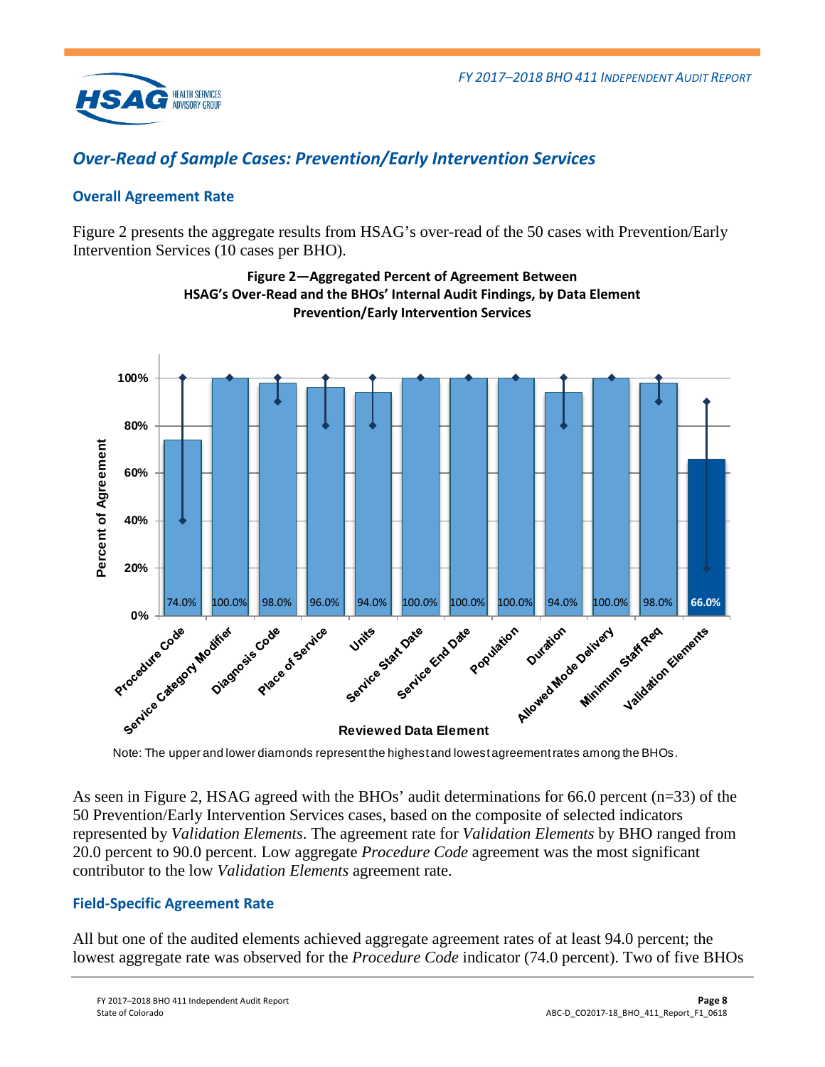## *Over-Read of Sample Cases: Prevention/Early Intervention Services*

### Overall Agreement Rate

Figure 2 presents the aggregate results from HSAG's over-read of the 50 cases with Prevention/Early Intervention Services (10 cases per BHO).

**Figure 2—Aggregated Percent of Agreement Between HSAG's Over-Read and the BHOs' Internal Audit Findings, by Data Element Prevention/Early Intervention Services**

| Reviewed Data Element | Percent of Agreement |
|---|---|
| Procedure Code | 74.0% |
| Service Category Modifier | 100.0% |
| Diagnosis Code | 98.0% |
| Place of Service | 96.0% |
| Units | 94.0% |
| Service Start Date | 100.0% |
| Service End Date | 100.0% |
| Population | 100.0% |
| Duration | 94.0% |
| Allowed Mode Delivery | 100.0% |
| Minimum Staff Req | 98.0% |
| Validation Elements | 66.0% |

Note: The upper and lower diamonds represent the highest and lowest agreement rates among the BHOs.

As seen in Figure 2, HSAG agreed with the BHOs' audit determinations for 66.0 percent (n=33) of the 50 Prevention/Early Intervention Services cases, based on the composite of selected indicators represented by *Validation Elements*. The agreement rate for *Validation Elements* by BHO ranged from 20.0 percent to 90.0 percent. Low aggregate *Procedure Code* agreement was the most significant contributor to the low *Validation Elements* agreement rate.

### Field-Specific Agreement Rate

All but one of the audited elements achieved aggregate agreement rates of at least 94.0 percent; the lowest aggregate rate was observed for the *Procedure Code* indicator (74.0 percent). Two of five BHOs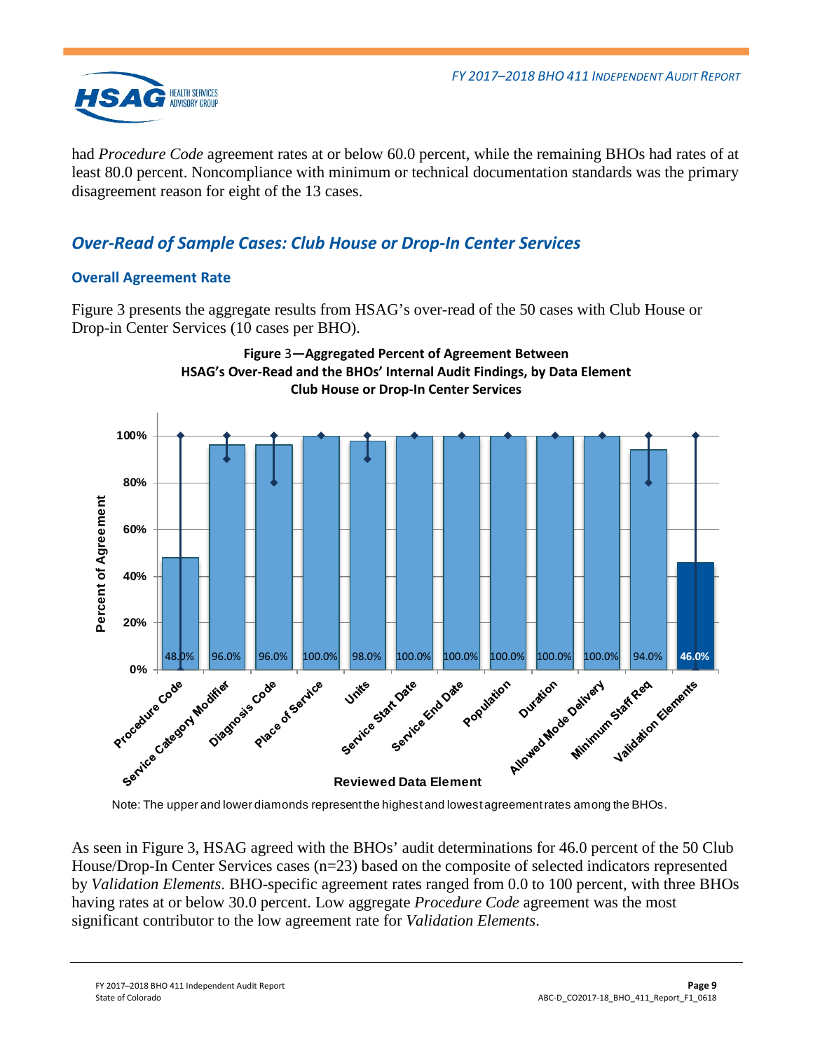had *Procedure Code* agreement rates at or below 60.0 percent, while the remaining BHOs had rates of at least 80.0 percent. Noncompliance with minimum or technical documentation standards was the primary disagreement reason for eight of the 13 cases.

## Over-Read of Sample Cases: Club House or Drop-In Center Services

### Overall Agreement Rate

Figure 3 presents the aggregate results from HSAG's over-read of the 50 cases with Club House or Drop-in Center Services (10 cases per BHO).

**Figure 3—Aggregated Percent of Agreement Between HSAG's Over-Read and the BHOs' Internal Audit Findings, by Data Element Club House or Drop-In Center Services**

| Reviewed Data Element | Percent of Agreement |
|---|---|
| Procedure Code | 48.0% |
| Service Category Modifier | 96.0% |
| Diagnosis Code | 96.0% |
| Place of Service | 100.0% |
| Units | 98.0% |
| Service Start Date | 100.0% |
| Service End Date | 100.0% |
| Population | 100.0% |
| Duration | 100.0% |
| Allowed Mode Delivery | 100.0% |
| Minimum Staff Req | 94.0% |
| Validation Elements | 46.0% |

Note: The upper and lower diamonds represent the highest and lowest agreement rates among the BHOs.

As seen in Figure 3, HSAG agreed with the BHOs' audit determinations for 46.0 percent of the 50 Club House/Drop-In Center Services cases (n=23) based on the composite of selected indicators represented by *Validation Elements*. BHO-specific agreement rates ranged from 0.0 to 100 percent, with three BHOs having rates at or below 30.0 percent. Low aggregate *Procedure Code* agreement was the most significant contributor to the low agreement rate for *Validation Elements*.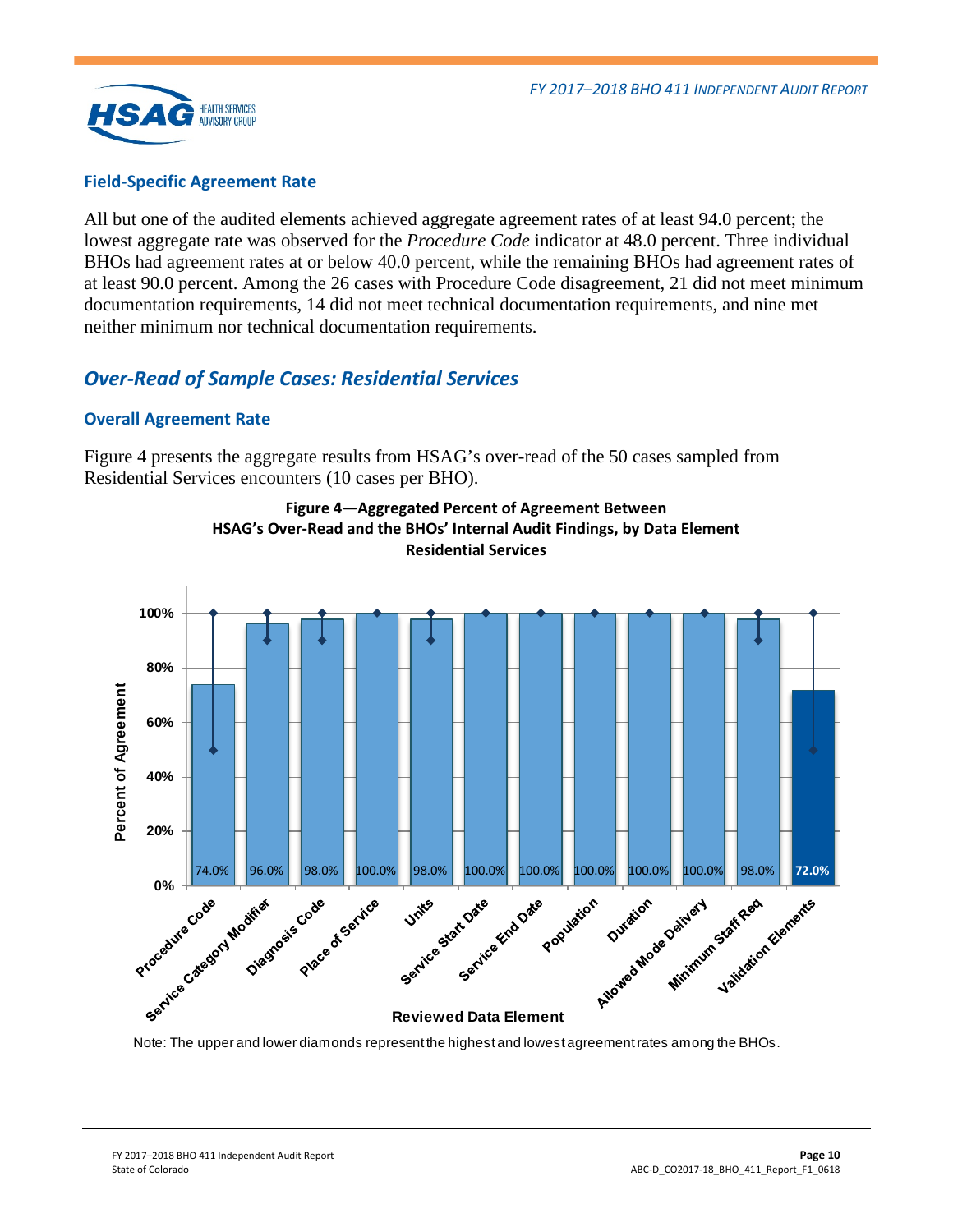### Field-Specific Agreement Rate

All but one of the audited elements achieved aggregate agreement rates of at least 94.0 percent; the lowest aggregate rate was observed for the *Procedure Code* indicator at 48.0 percent. Three individual BHOs had agreement rates at or below 40.0 percent, while the remaining BHOs had agreement rates of at least 90.0 percent. Among the 26 cases with Procedure Code disagreement, 21 did not meet minimum documentation requirements, 14 did not meet technical documentation requirements, and nine met neither minimum nor technical documentation requirements.

## *Over-Read of Sample Cases: Residential Services*

### Overall Agreement Rate

Figure 4 presents the aggregate results from HSAG's over-read of the 50 cases sampled from Residential Services encounters (10 cases per BHO).

**Figure 4—Aggregated Percent of Agreement Between HSAG's Over-Read and the BHOs' Internal Audit Findings, by Data Element Residential Services**

| Reviewed Data Element | Percent of Agreement |
|---|---|
| Procedure Code | 74.0% |
| Service Category Modifier | 96.0% |
| Diagnosis Code | 98.0% |
| Place of Service | 100.0% |
| Units | 98.0% |
| Service Start Date | 100.0% |
| Service End Date | 100.0% |
| Population | 100.0% |
| Duration | 100.0% |
| Allowed Mode Delivery | 100.0% |
| Minimum Staff Req | 98.0% |
| Validation Elements | 72.0% |

Note: The upper and lower diamonds represent the highest and lowest agreement rates among the BHOs.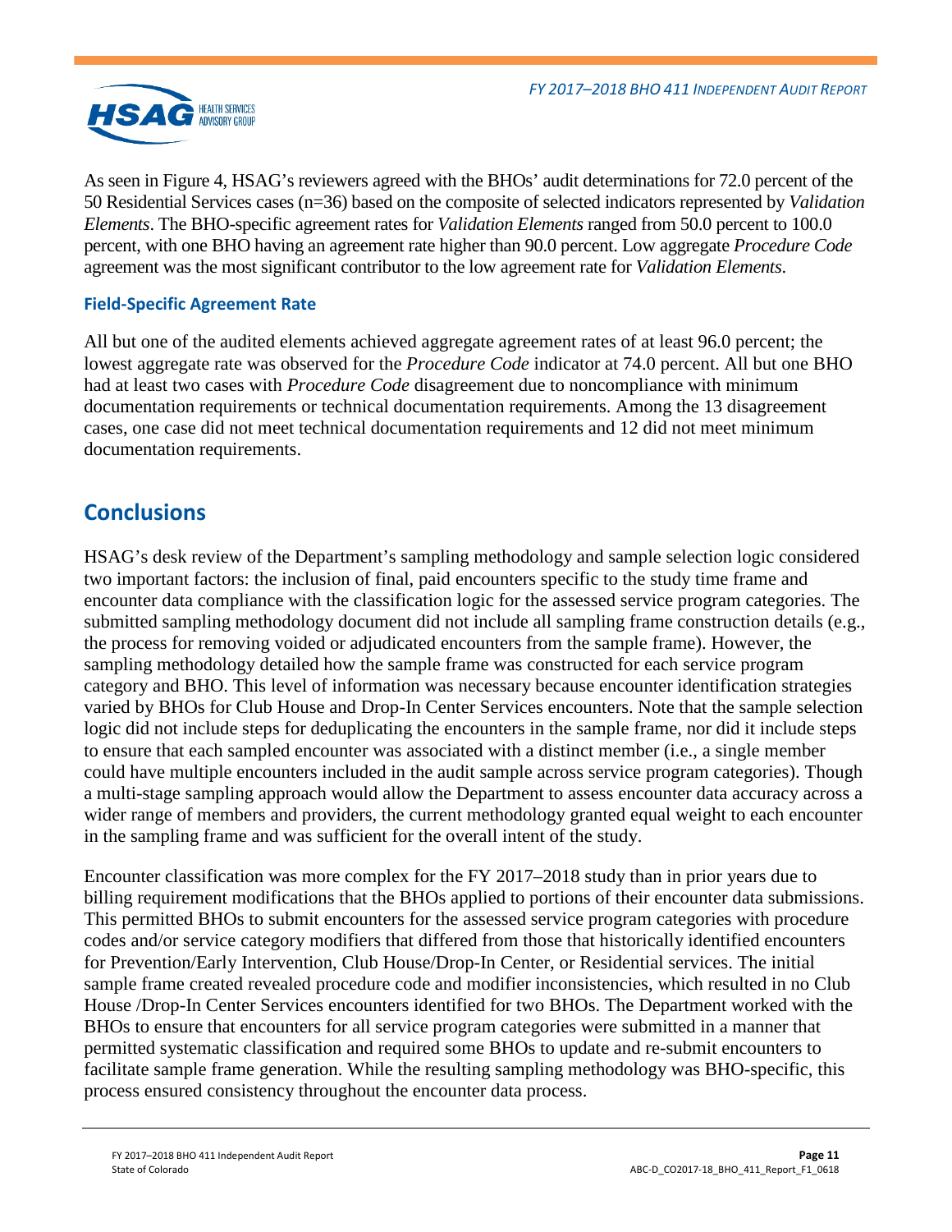As seen in Figure 4, HSAG's reviewers agreed with the BHOs' audit determinations for 72.0 percent of the 50 Residential Services cases (n=36) based on the composite of selected indicators represented by *Validation Elements*. The BHO-specific agreement rates for *Validation Elements* ranged from 50.0 percent to 100.0 percent, with one BHO having an agreement rate higher than 90.0 percent. Low aggregate *Procedure Code* agreement was the most significant contributor to the low agreement rate for *Validation Elements*.

### Field-Specific Agreement Rate

All but one of the audited elements achieved aggregate agreement rates of at least 96.0 percent; the lowest aggregate rate was observed for the *Procedure Code* indicator at 74.0 percent. All but one BHO had at least two cases with *Procedure Code* disagreement due to noncompliance with minimum documentation requirements or technical documentation requirements. Among the 13 disagreement cases, one case did not meet technical documentation requirements and 12 did not meet minimum documentation requirements.

## Conclusions

HSAG's desk review of the Department's sampling methodology and sample selection logic considered two important factors: the inclusion of final, paid encounters specific to the study time frame and encounter data compliance with the classification logic for the assessed service program categories. The submitted sampling methodology document did not include all sampling frame construction details (e.g., the process for removing voided or adjudicated encounters from the sample frame). However, the sampling methodology detailed how the sample frame was constructed for each service program category and BHO. This level of information was necessary because encounter identification strategies varied by BHOs for Club House and Drop-In Center Services encounters. Note that the sample selection logic did not include steps for deduplicating the encounters in the sample frame, nor did it include steps to ensure that each sampled encounter was associated with a distinct member (i.e., a single member could have multiple encounters included in the audit sample across service program categories). Though a multi-stage sampling approach would allow the Department to assess encounter data accuracy across a wider range of members and providers, the current methodology granted equal weight to each encounter in the sampling frame and was sufficient for the overall intent of the study.

Encounter classification was more complex for the FY 2017–2018 study than in prior years due to billing requirement modifications that the BHOs applied to portions of their encounter data submissions. This permitted BHOs to submit encounters for the assessed service program categories with procedure codes and/or service category modifiers that differed from those that historically identified encounters for Prevention/Early Intervention, Club House/Drop-In Center, or Residential services. The initial sample frame created revealed procedure code and modifier inconsistencies, which resulted in no Club House /Drop-In Center Services encounters identified for two BHOs. The Department worked with the BHOs to ensure that encounters for all service program categories were submitted in a manner that permitted systematic classification and required some BHOs to update and re-submit encounters to facilitate sample frame generation. While the resulting sampling methodology was BHO-specific, this process ensured consistency throughout the encounter data process.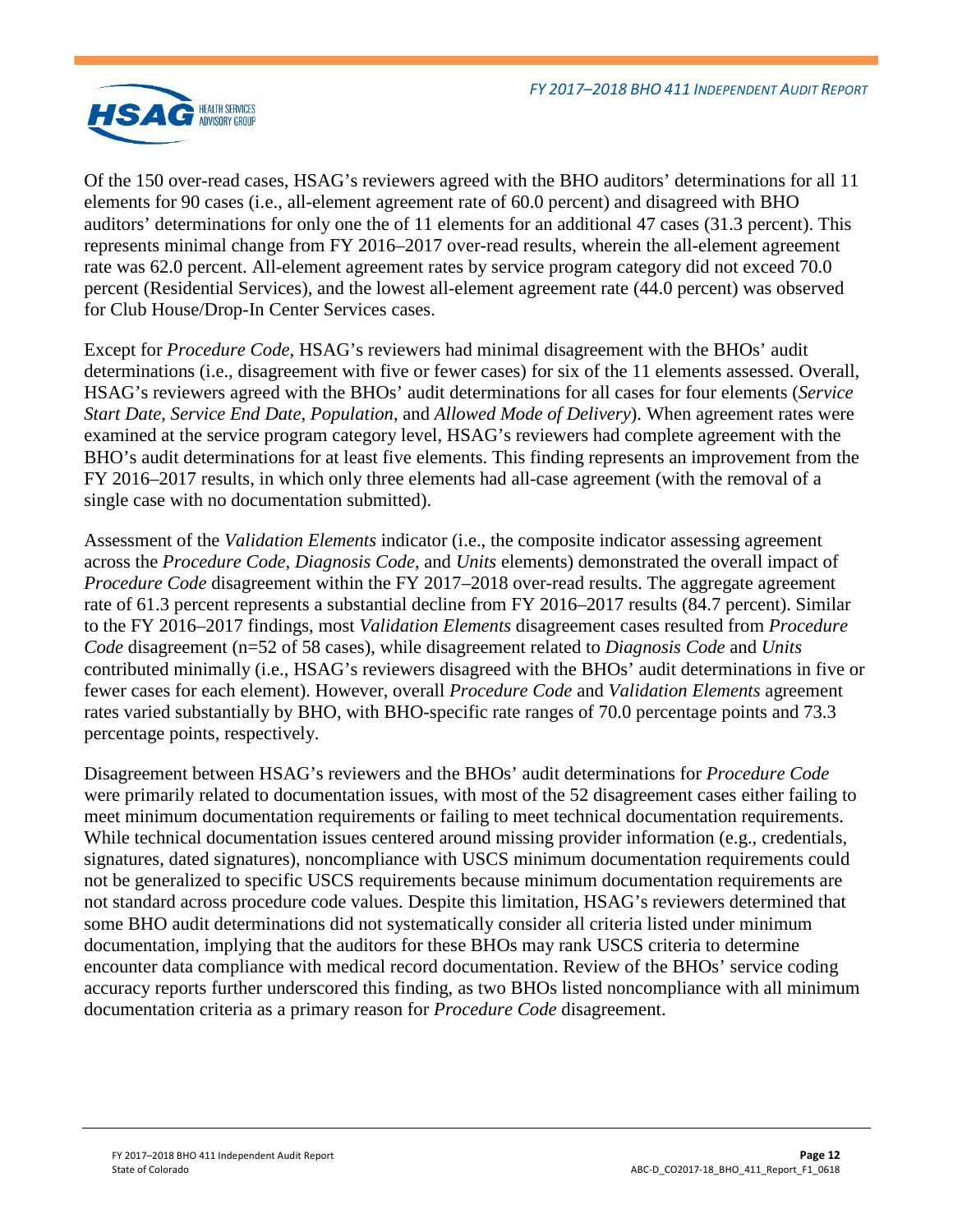Of the 150 over-read cases, HSAG's reviewers agreed with the BHO auditors' determinations for all 11 elements for 90 cases (i.e., all-element agreement rate of 60.0 percent) and disagreed with BHO auditors' determinations for only one the of 11 elements for an additional 47 cases (31.3 percent). This represents minimal change from FY 2016–2017 over-read results, wherein the all-element agreement rate was 62.0 percent. All-element agreement rates by service program category did not exceed 70.0 percent (Residential Services), and the lowest all-element agreement rate (44.0 percent) was observed for Club House/Drop-In Center Services cases.

Except for *Procedure Code*, HSAG's reviewers had minimal disagreement with the BHOs' audit determinations (i.e., disagreement with five or fewer cases) for six of the 11 elements assessed. Overall, HSAG's reviewers agreed with the BHOs' audit determinations for all cases for four elements (*Service Start Date*, *Service End Date*, *Population*, and *Allowed Mode of Delivery*). When agreement rates were examined at the service program category level, HSAG's reviewers had complete agreement with the BHO's audit determinations for at least five elements. This finding represents an improvement from the FY 2016–2017 results, in which only three elements had all-case agreement (with the removal of a single case with no documentation submitted).

Assessment of the *Validation Elements* indicator (i.e., the composite indicator assessing agreement across the *Procedure Code*, *Diagnosis Code*, and *Units* elements) demonstrated the overall impact of *Procedure Code* disagreement within the FY 2017–2018 over-read results. The aggregate agreement rate of 61.3 percent represents a substantial decline from FY 2016–2017 results (84.7 percent). Similar to the FY 2016–2017 findings, most *Validation Elements* disagreement cases resulted from *Procedure Code* disagreement (n=52 of 58 cases), while disagreement related to *Diagnosis Code* and *Units* contributed minimally (i.e., HSAG's reviewers disagreed with the BHOs' audit determinations in five or fewer cases for each element). However, overall *Procedure Code* and *Validation Elements* agreement rates varied substantially by BHO, with BHO-specific rate ranges of 70.0 percentage points and 73.3 percentage points, respectively.

Disagreement between HSAG's reviewers and the BHOs' audit determinations for *Procedure Code* were primarily related to documentation issues, with most of the 52 disagreement cases either failing to meet minimum documentation requirements or failing to meet technical documentation requirements. While technical documentation issues centered around missing provider information (e.g., credentials, signatures, dated signatures), noncompliance with USCS minimum documentation requirements could not be generalized to specific USCS requirements because minimum documentation requirements are not standard across procedure code values. Despite this limitation, HSAG's reviewers determined that some BHO audit determinations did not systematically consider all criteria listed under minimum documentation, implying that the auditors for these BHOs may rank USCS criteria to determine encounter data compliance with medical record documentation. Review of the BHOs' service coding accuracy reports further underscored this finding, as two BHOs listed noncompliance with all minimum documentation criteria as a primary reason for *Procedure Code* disagreement.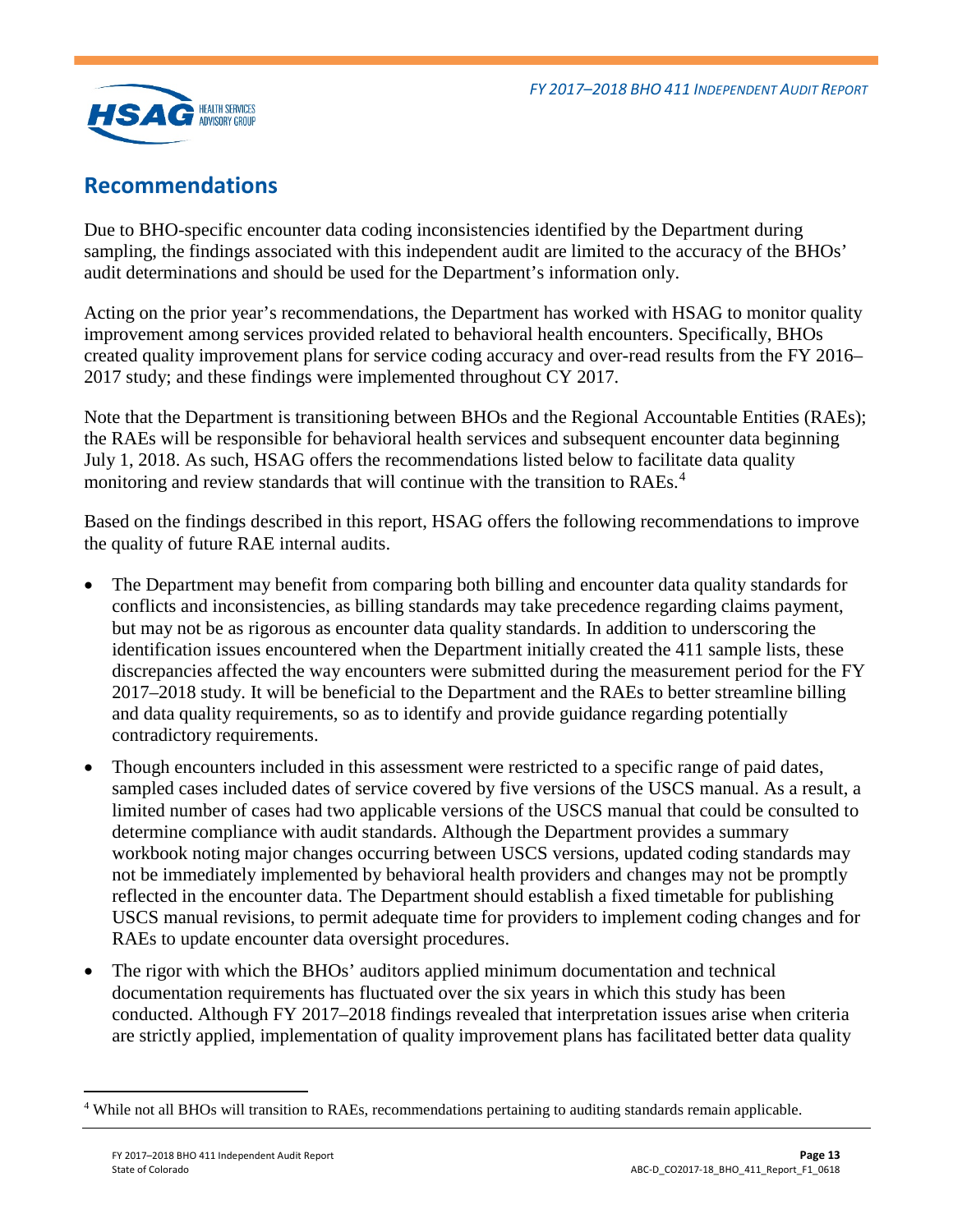## Recommendations

Due to BHO-specific encounter data coding inconsistencies identified by the Department during sampling, the findings associated with this independent audit are limited to the accuracy of the BHOs' audit determinations and should be used for the Department's information only.

Acting on the prior year's recommendations, the Department has worked with HSAG to monitor quality improvement among services provided related to behavioral health encounters. Specifically, BHOs created quality improvement plans for service coding accuracy and over-read results from the FY 2016–2017 study; and these findings were implemented throughout CY 2017.

Note that the Department is transitioning between BHOs and the Regional Accountable Entities (RAEs); the RAEs will be responsible for behavioral health services and subsequent encounter data beginning July 1, 2018. As such, HSAG offers the recommendations listed below to facilitate data quality monitoring and review standards that will continue with the transition to RAEs.[4]

Based on the findings described in this report, HSAG offers the following recommendations to improve the quality of future RAE internal audits.

- The Department may benefit from comparing both billing and encounter data quality standards for conflicts and inconsistencies, as billing standards may take precedence regarding claims payment, but may not be as rigorous as encounter data quality standards. In addition to underscoring the identification issues encountered when the Department initially created the 411 sample lists, these discrepancies affected the way encounters were submitted during the measurement period for the FY 2017–2018 study. It will be beneficial to the Department and the RAEs to better streamline billing and data quality requirements, so as to identify and provide guidance regarding potentially contradictory requirements.
- Though encounters included in this assessment were restricted to a specific range of paid dates, sampled cases included dates of service covered by five versions of the USCS manual. As a result, a limited number of cases had two applicable versions of the USCS manual that could be consulted to determine compliance with audit standards. Although the Department provides a summary workbook noting major changes occurring between USCS versions, updated coding standards may not be immediately implemented by behavioral health providers and changes may not be promptly reflected in the encounter data. The Department should establish a fixed timetable for publishing USCS manual revisions, to permit adequate time for providers to implement coding changes and for RAEs to update encounter data oversight procedures.
- The rigor with which the BHOs' auditors applied minimum documentation and technical documentation requirements has fluctuated over the six years in which this study has been conducted. Although FY 2017–2018 findings revealed that interpretation issues arise when criteria are strictly applied, implementation of quality improvement plans has facilitated better data quality

[4] While not all BHOs will transition to RAEs, recommendations pertaining to auditing standards remain applicable.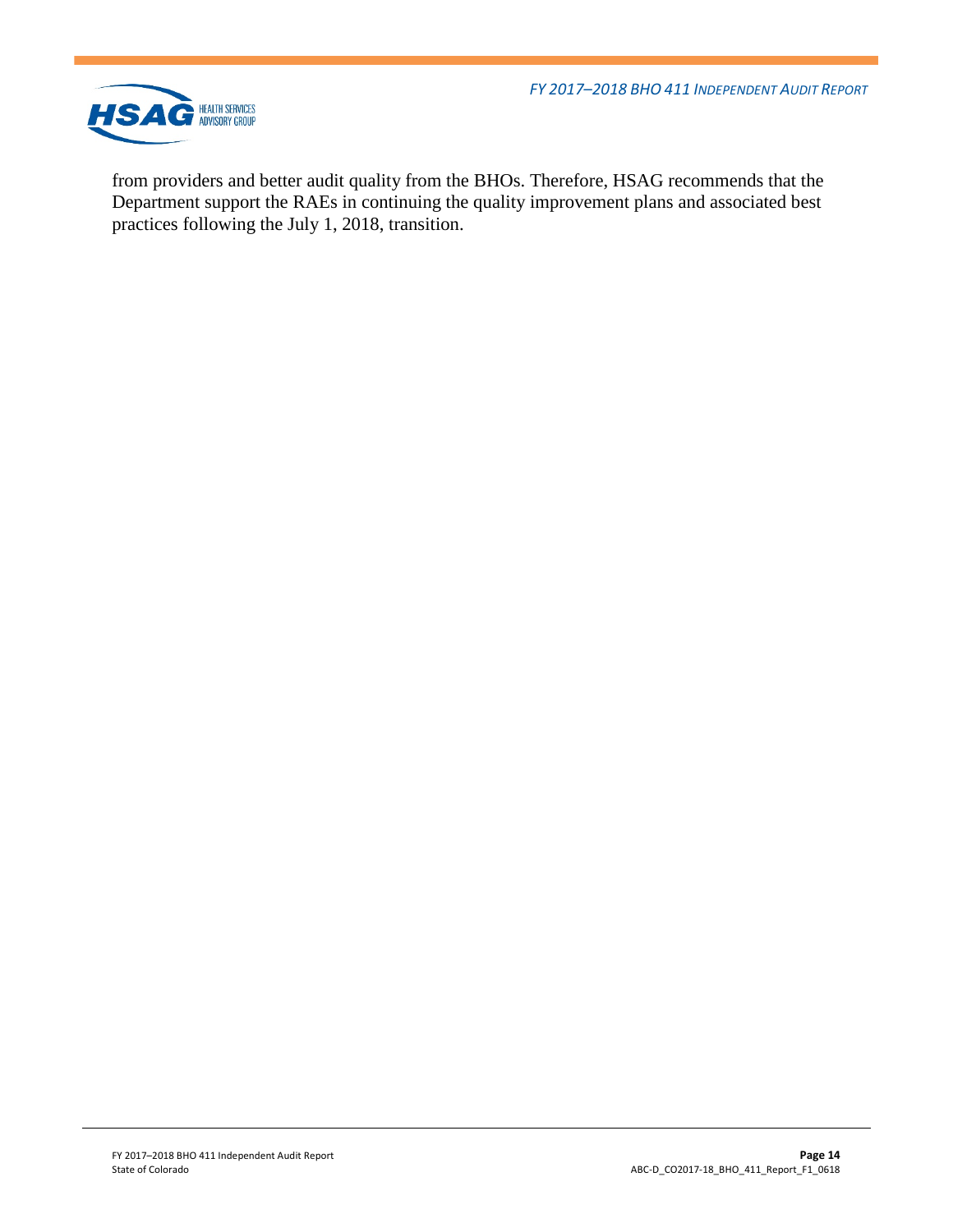from providers and better audit quality from the BHOs. Therefore, HSAG recommends that the Department support the RAEs in continuing the quality improvement plans and associated best practices following the July 1, 2018, transition.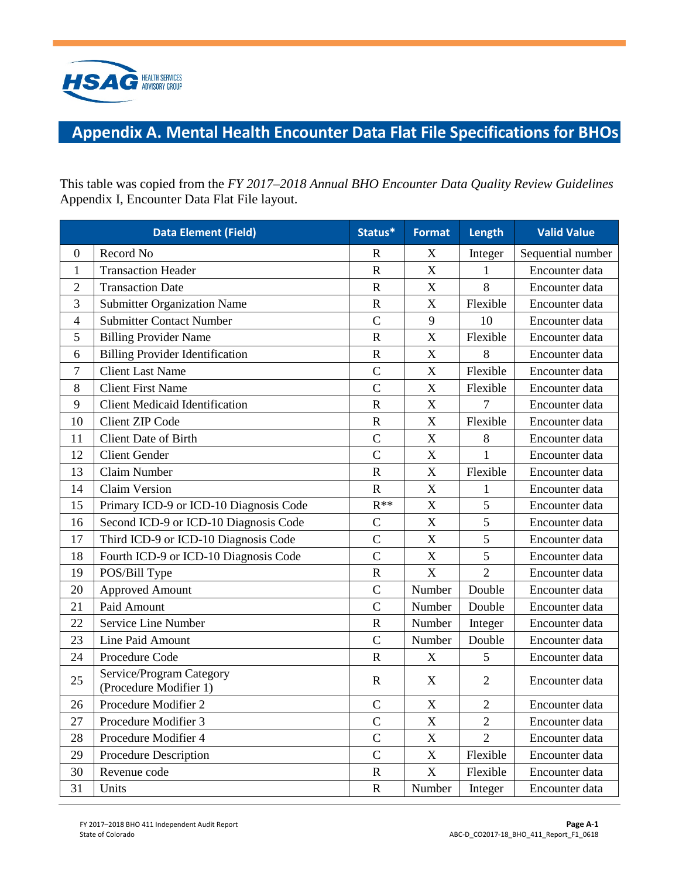# Appendix A. Mental Health Encounter Data Flat File Specifications for BHOs

This table was copied from the *FY 2017–2018 Annual BHO Encounter Data Quality Review Guidelines* Appendix I, Encounter Data Flat File layout.

| | Data Element (Field) | Status* | Format | Length | Valid Value |
|---|---|---|---|---|---|
| 0 | Record No | R | X | Integer | Sequential number |
| 1 | Transaction Header | R | X | 1 | Encounter data |
| 2 | Transaction Date | R | X | 8 | Encounter data |
| 3 | Submitter Organization Name | R | X | Flexible | Encounter data |
| 4 | Submitter Contact Number | C | 9 | 10 | Encounter data |
| 5 | Billing Provider Name | R | X | Flexible | Encounter data |
| 6 | Billing Provider Identification | R | X | 8 | Encounter data |
| 7 | Client Last Name | C | X | Flexible | Encounter data |
| 8 | Client First Name | C | X | Flexible | Encounter data |
| 9 | Client Medicaid Identification | R | X | 7 | Encounter data |
| 10 | Client ZIP Code | R | X | Flexible | Encounter data |
| 11 | Client Date of Birth | C | X | 8 | Encounter data |
| 12 | Client Gender | C | X | 1 | Encounter data |
| 13 | Claim Number | R | X | Flexible | Encounter data |
| 14 | Claim Version | R | X | 1 | Encounter data |
| 15 | Primary ICD-9 or ICD-10 Diagnosis Code | R** | X | 5 | Encounter data |
| 16 | Second ICD-9 or ICD-10 Diagnosis Code | C | X | 5 | Encounter data |
| 17 | Third ICD-9 or ICD-10 Diagnosis Code | C | X | 5 | Encounter data |
| 18 | Fourth ICD-9 or ICD-10 Diagnosis Code | C | X | 5 | Encounter data |
| 19 | POS/Bill Type | R | X | 2 | Encounter data |
| 20 | Approved Amount | C | Number | Double | Encounter data |
| 21 | Paid Amount | C | Number | Double | Encounter data |
| 22 | Service Line Number | R | Number | Integer | Encounter data |
| 23 | Line Paid Amount | C | Number | Double | Encounter data |
| 24 | Procedure Code | R | X | 5 | Encounter data |
| 25 | Service/Program Category (Procedure Modifier 1) | R | X | 2 | Encounter data |
| 26 | Procedure Modifier 2 | C | X | 2 | Encounter data |
| 27 | Procedure Modifier 3 | C | X | 2 | Encounter data |
| 28 | Procedure Modifier 4 | C | X | 2 | Encounter data |
| 29 | Procedure Description | C | X | Flexible | Encounter data |
| 30 | Revenue code | R | X | Flexible | Encounter data |
| 31 | Units | R | Number | Integer | Encounter data |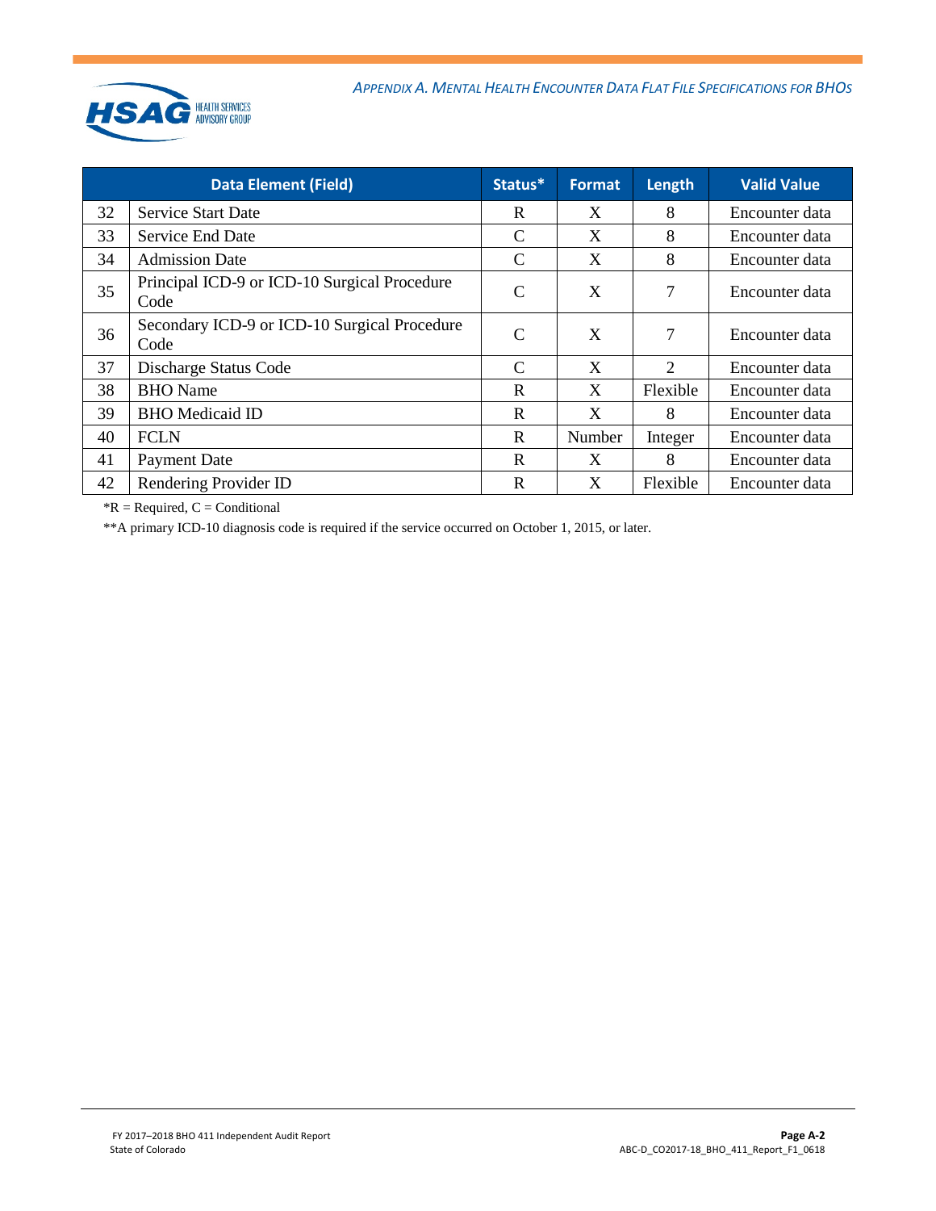| | Data Element (Field) | Status* | Format | Length | Valid Value |
|---|---|---|---|---|---|
| 32 | Service Start Date | R | X | 8 | Encounter data |
| 33 | Service End Date | C | X | 8 | Encounter data |
| 34 | Admission Date | C | X | 8 | Encounter data |
| 35 | Principal ICD-9 or ICD-10 Surgical Procedure Code | C | X | 7 | Encounter data |
| 36 | Secondary ICD-9 or ICD-10 Surgical Procedure Code | C | X | 7 | Encounter data |
| 37 | Discharge Status Code | C | X | 2 | Encounter data |
| 38 | BHO Name | R | X | Flexible | Encounter data |
| 39 | BHO Medicaid ID | R | X | 8 | Encounter data |
| 40 | FCLN | R | Number | Integer | Encounter data |
| 41 | Payment Date | R | X | 8 | Encounter data |
| 42 | Rendering Provider ID | R | X | Flexible | Encounter data |

*R = Required, C = Conditional

**A primary ICD-10 diagnosis code is required if the service occurred on October 1, 2015, or later.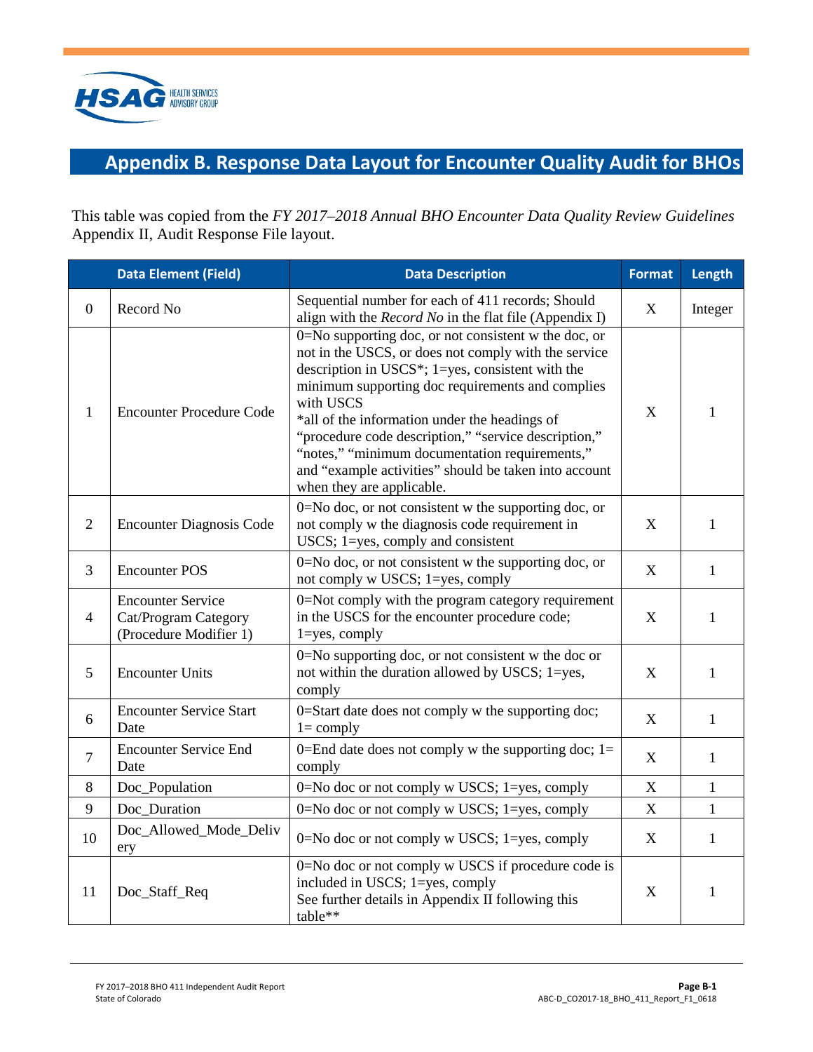# Appendix B. Response Data Layout for Encounter Quality Audit for BHOs

This table was copied from the *FY 2017–2018 Annual BHO Encounter Data Quality Review Guidelines* Appendix II, Audit Response File layout.

| | Data Element (Field) | Data Description | Format | Length |
|---|---|---|---|---|
| 0 | Record No | Sequential number for each of 411 records; Should align with the *Record No* in the flat file (Appendix I) | X | Integer |
| 1 | Encounter Procedure Code | 0=No supporting doc, or not consistent w the doc, or not in the USCS, or does not comply with the service description in USCS*; 1=yes, consistent with the minimum supporting doc requirements and complies with USCS<br>*all of the information under the headings of "procedure code description," "service description," "notes," "minimum documentation requirements," and "example activities" should be taken into account when they are applicable. | X | 1 |
| 2 | Encounter Diagnosis Code | 0=No doc, or not consistent w the supporting doc, or not comply w the diagnosis code requirement in USCS; 1=yes, comply and consistent | X | 1 |
| 3 | Encounter POS | 0=No doc, or not consistent w the supporting doc, or not comply w USCS; 1=yes, comply | X | 1 |
| 4 | Encounter Service Cat/Program Category (Procedure Modifier 1) | 0=Not comply with the program category requirement in the USCS for the encounter procedure code; 1=yes, comply | X | 1 |
| 5 | Encounter Units | 0=No supporting doc, or not consistent w the doc or not within the duration allowed by USCS; 1=yes, comply | X | 1 |
| 6 | Encounter Service Start Date | 0=Start date does not comply w the supporting doc; 1= comply | X | 1 |
| 7 | Encounter Service End Date | 0=End date does not comply w the supporting doc; 1= comply | X | 1 |
| 8 | Doc_Population | 0=No doc or not comply w USCS; 1=yes, comply | X | 1 |
| 9 | Doc_Duration | 0=No doc or not comply w USCS; 1=yes, comply | X | 1 |
| 10 | Doc_Allowed_Mode_Delivery | 0=No doc or not comply w USCS; 1=yes, comply | X | 1 |
| 11 | Doc_Staff_Req | 0=No doc or not comply w USCS if procedure code is included in USCS; 1=yes, comply<br>See further details in Appendix II following this table** | X | 1 |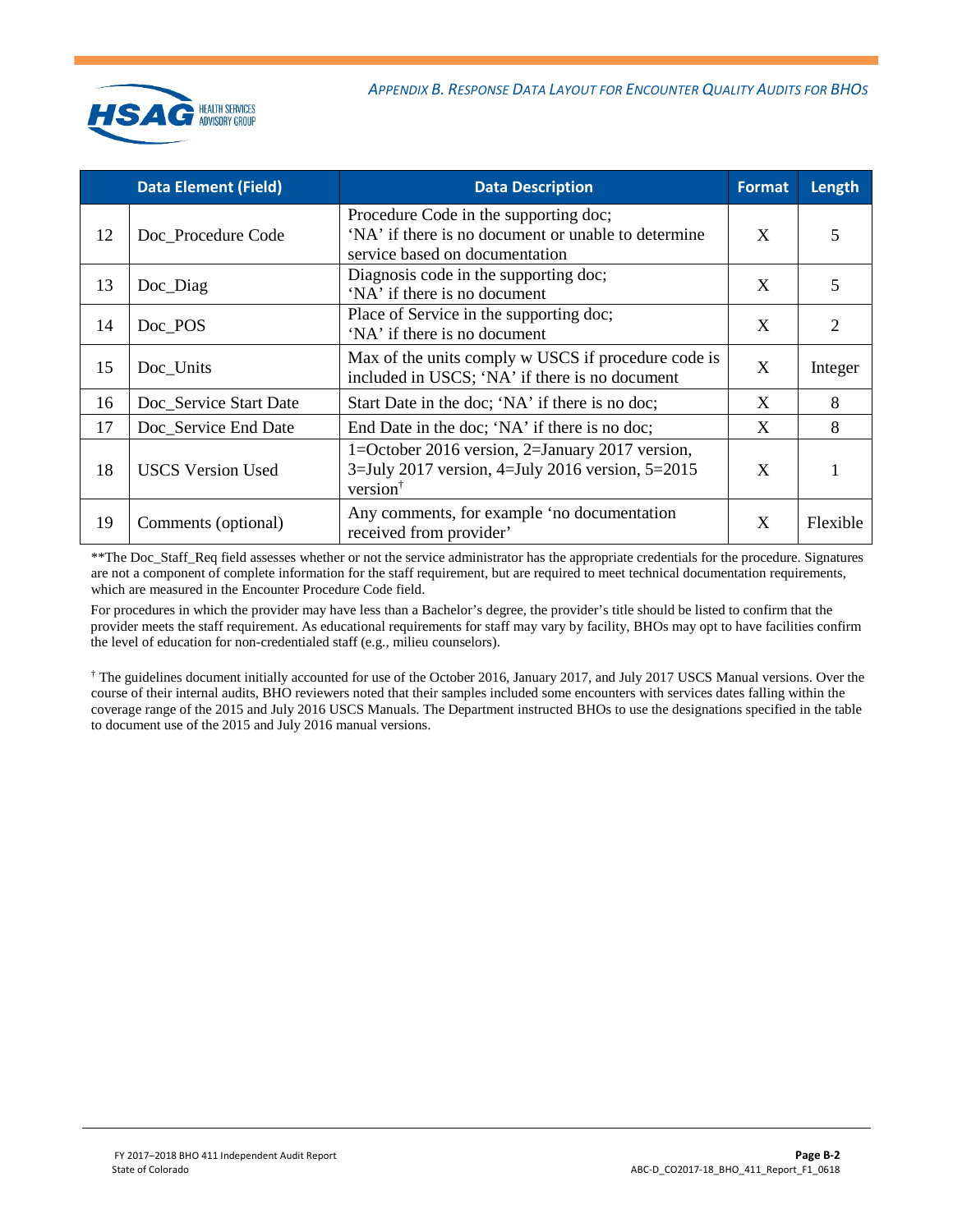| | Data Element (Field) | Data Description | Format | Length |
|---|---|---|---|---|
| 12 | Doc_Procedure Code | Procedure Code in the supporting doc; 'NA' if there is no document or unable to determine service based on documentation | X | 5 |
| 13 | Doc_Diag | Diagnosis code in the supporting doc; 'NA' if there is no document | X | 5 |
| 14 | Doc_POS | Place of Service in the supporting doc; 'NA' if there is no document | X | 2 |
| 15 | Doc_Units | Max of the units comply w USCS if procedure code is included in USCS; 'NA' if there is no document | X | Integer |
| 16 | Doc_Service Start Date | Start Date in the doc; 'NA' if there is no doc; | X | 8 |
| 17 | Doc_Service End Date | End Date in the doc; 'NA' if there is no doc; | X | 8 |
| 18 | USCS Version Used | 1=October 2016 version, 2=January 2017 version, 3=July 2017 version, 4=July 2016 version, 5=2015 version[†] | X | 1 |
| 19 | Comments (optional) | Any comments, for example 'no documentation received from provider' | X | Flexible |

**The Doc_Staff_Req field assesses whether or not the service administrator has the appropriate credentials for the procedure. Signatures are not a component of complete information for the staff requirement, but are required to meet technical documentation requirements, which are measured in the Encounter Procedure Code field.

For procedures in which the provider may have less than a Bachelor's degree, the provider's title should be listed to confirm that the provider meets the staff requirement. As educational requirements for staff may vary by facility, BHOs may opt to have facilities confirm the level of education for non-credentialed staff (e.g., milieu counselors).

[†] The guidelines document initially accounted for use of the October 2016, January 2017, and July 2017 USCS Manual versions. Over the course of their internal audits, BHO reviewers noted that their samples included some encounters with services dates falling within the coverage range of the 2015 and July 2016 USCS Manuals. The Department instructed BHOs to use the designations specified in the table to document use of the 2015 and July 2016 manual versions.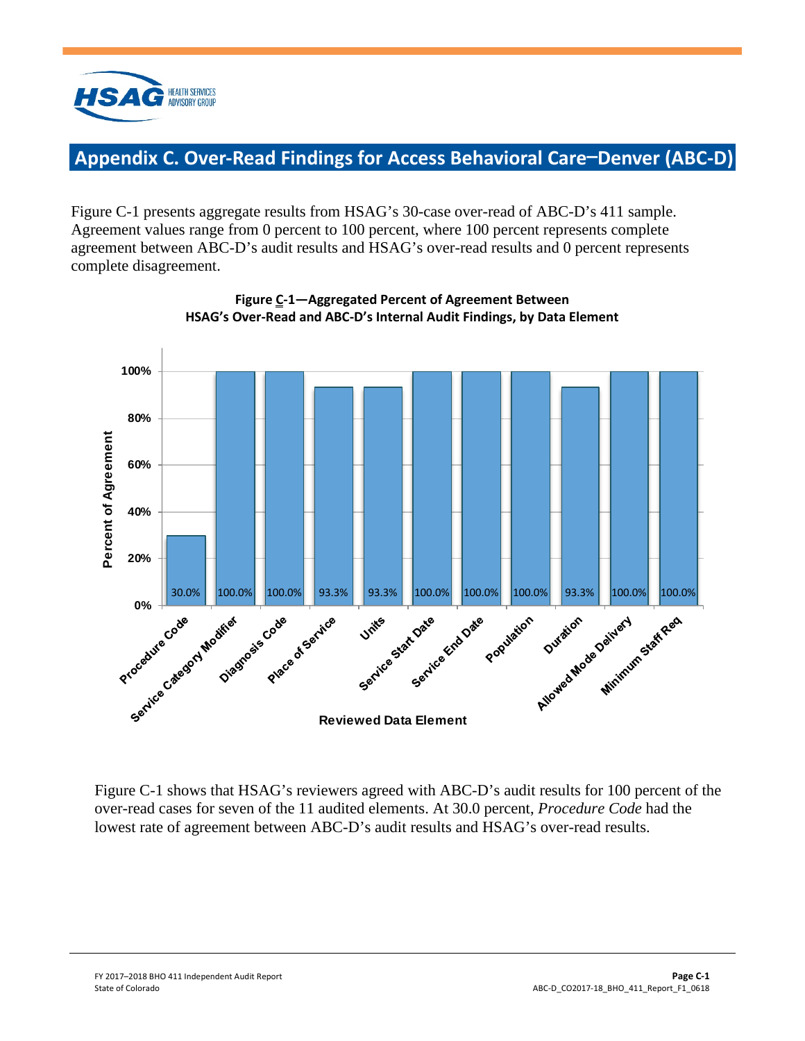# Appendix C. Over-Read Findings for Access Behavioral Care–Denver (ABC-D)

Figure C-1 presents aggregate results from HSAG's 30-case over-read of ABC-D's 411 sample. Agreement values range from 0 percent to 100 percent, where 100 percent represents complete agreement between ABC-D's audit results and HSAG's over-read results and 0 percent represents complete disagreement.

**Figure C-1—Aggregated Percent of Agreement Between HSAG's Over-Read and ABC-D's Internal Audit Findings, by Data Element**

| Reviewed Data Element | Percent of Agreement |
|---|---|
| Procedure Code | 30.0% |
| Service Category Modifier | 100.0% |
| Diagnosis Code | 100.0% |
| Place of Service | 93.3% |
| Units | 93.3% |
| Service Start Date | 100.0% |
| Service End Date | 100.0% |
| Population | 100.0% |
| Duration | 93.3% |
| Allowed Mode Delivery | 100.0% |
| Minimum Staff Req | 100.0% |

Figure C-1 shows that HSAG's reviewers agreed with ABC-D's audit results for 100 percent of the over-read cases for seven of the 11 audited elements. At 30.0 percent, *Procedure Code* had the lowest rate of agreement between ABC-D's audit results and HSAG's over-read results.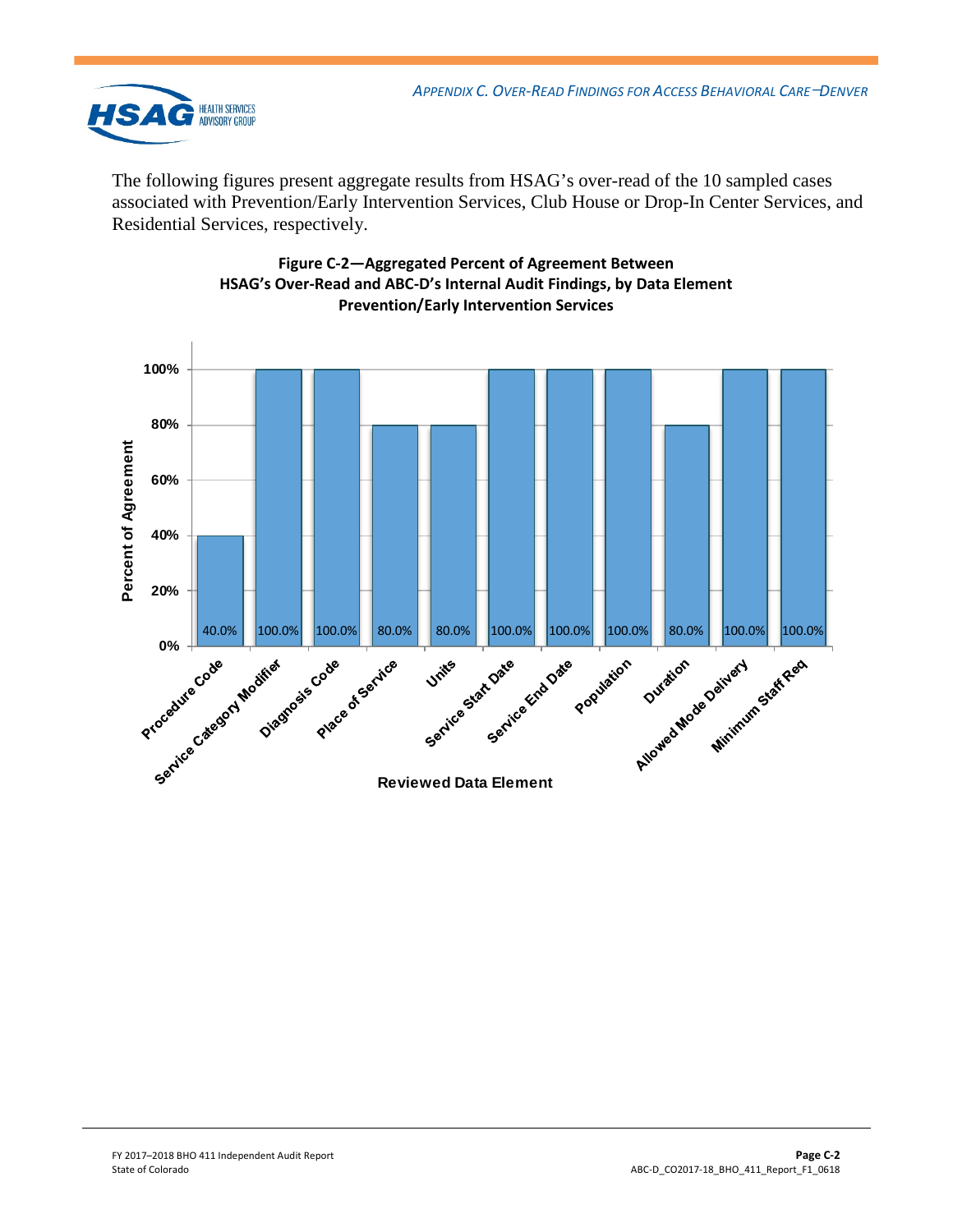The following figures present aggregate results from HSAG's over-read of the 10 sampled cases associated with Prevention/Early Intervention Services, Club House or Drop-In Center Services, and Residential Services, respectively.

**Figure C-2—Aggregated Percent of Agreement Between HSAG's Over-Read and ABC-D's Internal Audit Findings, by Data Element Prevention/Early Intervention Services**

| Reviewed Data Element | Percent of Agreement |
|---|---|
| Procedure Code | 40.0% |
| Service Category Modifier | 100.0% |
| Diagnosis Code | 100.0% |
| Place of Service | 80.0% |
| Units | 80.0% |
| Service Start Date | 100.0% |
| Service End Date | 100.0% |
| Population | 100.0% |
| Duration | 80.0% |
| Allowed Mode Delivery | 100.0% |
| Minimum Staff Req | 100.0% |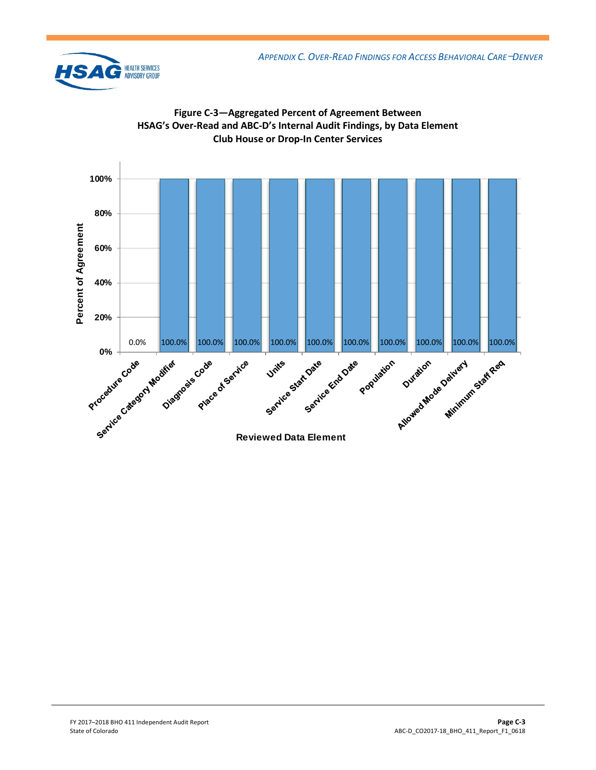**Figure C-3—Aggregated Percent of Agreement Between HSAG's Over-Read and ABC-D's Internal Audit Findings, by Data Element Club House or Drop-In Center Services**

| Reviewed Data Element | Percent of Agreement |
|---|---|
| Procedure Code | 0.0% |
| Service Category Modifier | 100.0% |
| Diagnosis Code | 100.0% |
| Place of Service | 100.0% |
| Units | 100.0% |
| Service Start Date | 100.0% |
| Service End Date | 100.0% |
| Population | 100.0% |
| Duration | 100.0% |
| Allowed Mode Delivery | 100.0% |
| Minimum Staff Req | 100.0% |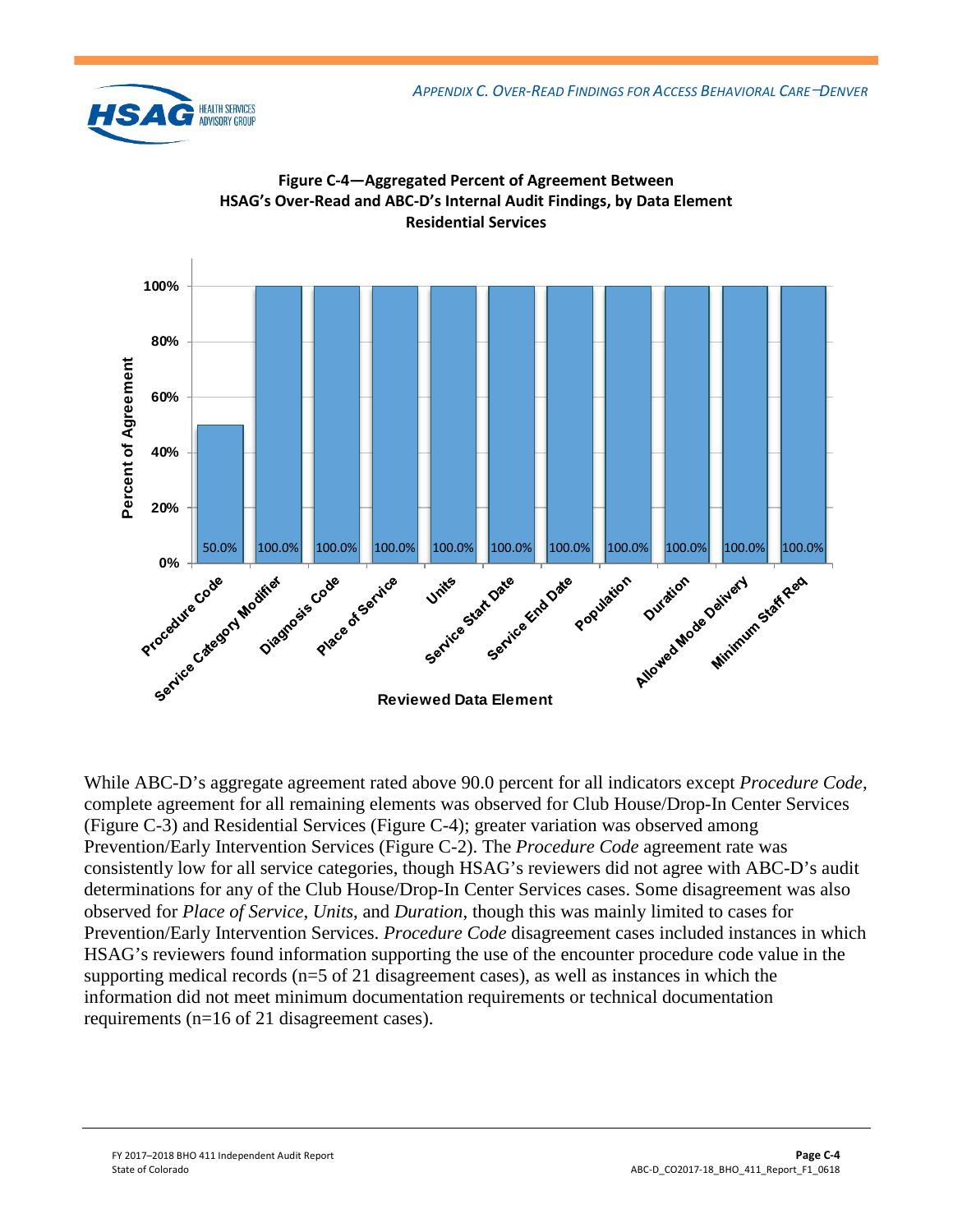**Figure C-4—Aggregated Percent of Agreement Between HSAG's Over-Read and ABC-D's Internal Audit Findings, by Data Element Residential Services**

Percent of Agreement

100%
80%
60%
40%
20%
0%

50.0%
100.0%
100.0%
100.0%
100.0%
100.0%
100.0%
100.0%
100.0%
100.0%
100.0%

Procedure Code
Service Category Modifier
Diagnosis Code
Place of Service
Units
Service Start Date
Service End Date
Population
Duration
Allowed Mode Delivery
Minimum Staff Req

Reviewed Data Element

While ABC-D's aggregate agreement rated above 90.0 percent for all indicators except *Procedure Code*, complete agreement for all remaining elements was observed for Club House/Drop-In Center Services (Figure C-3) and Residential Services (Figure C-4); greater variation was observed among Prevention/Early Intervention Services (Figure C-2). The *Procedure Code* agreement rate was consistently low for all service categories, though HSAG's reviewers did not agree with ABC-D's audit determinations for any of the Club House/Drop-In Center Services cases. Some disagreement was also observed for *Place of Service*, *Units*, and *Duration*, though this was mainly limited to cases for Prevention/Early Intervention Services. *Procedure Code* disagreement cases included instances in which HSAG's reviewers found information supporting the use of the encounter procedure code value in the supporting medical records (n=5 of 21 disagreement cases), as well as instances in which the information did not meet minimum documentation requirements or technical documentation requirements (n=16 of 21 disagreement cases).